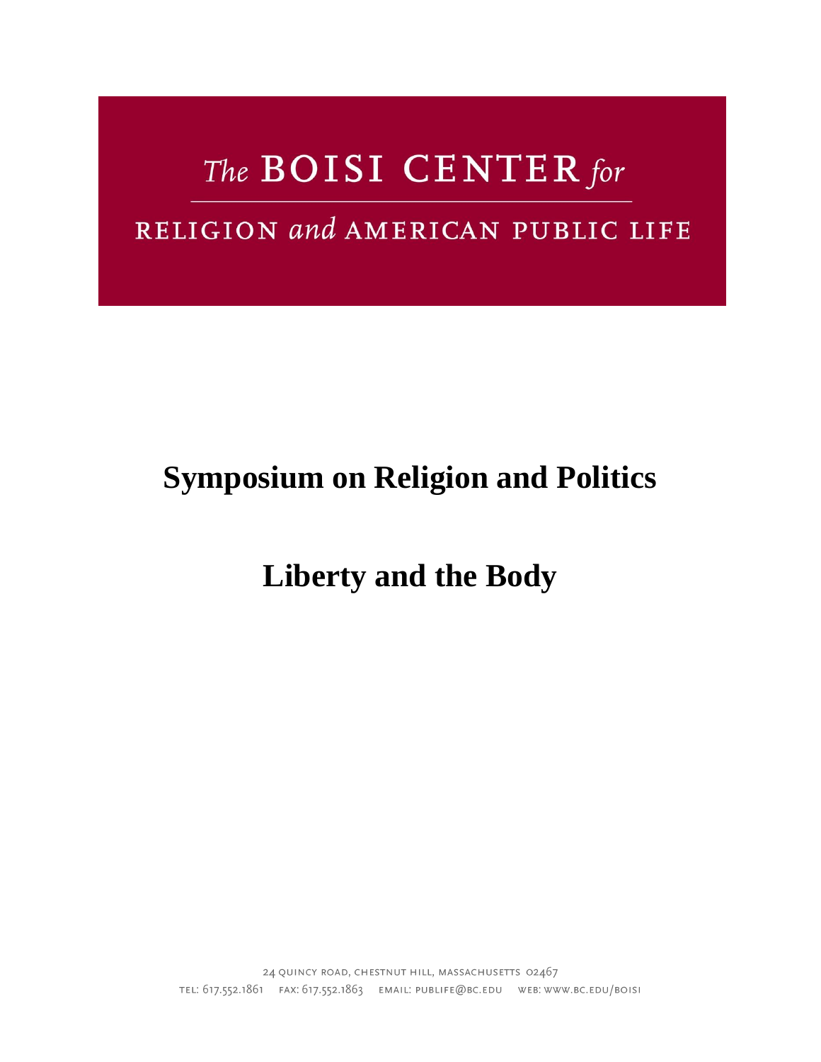The BOISI CENTER for

RELIGION and AMERICAN PUBLIC LIFE

# Symposium on Religion and Politics

# Liberty and the Body

24 QUINCY ROAD, CHESTNUT HILL, MASSACHUSETTS 02467

TEL: 617.552.1861 FAX: 617.552.1863 EMAIL: PUBLIFE@BC.EDU WEB: WWW.BC.EDU/BOISI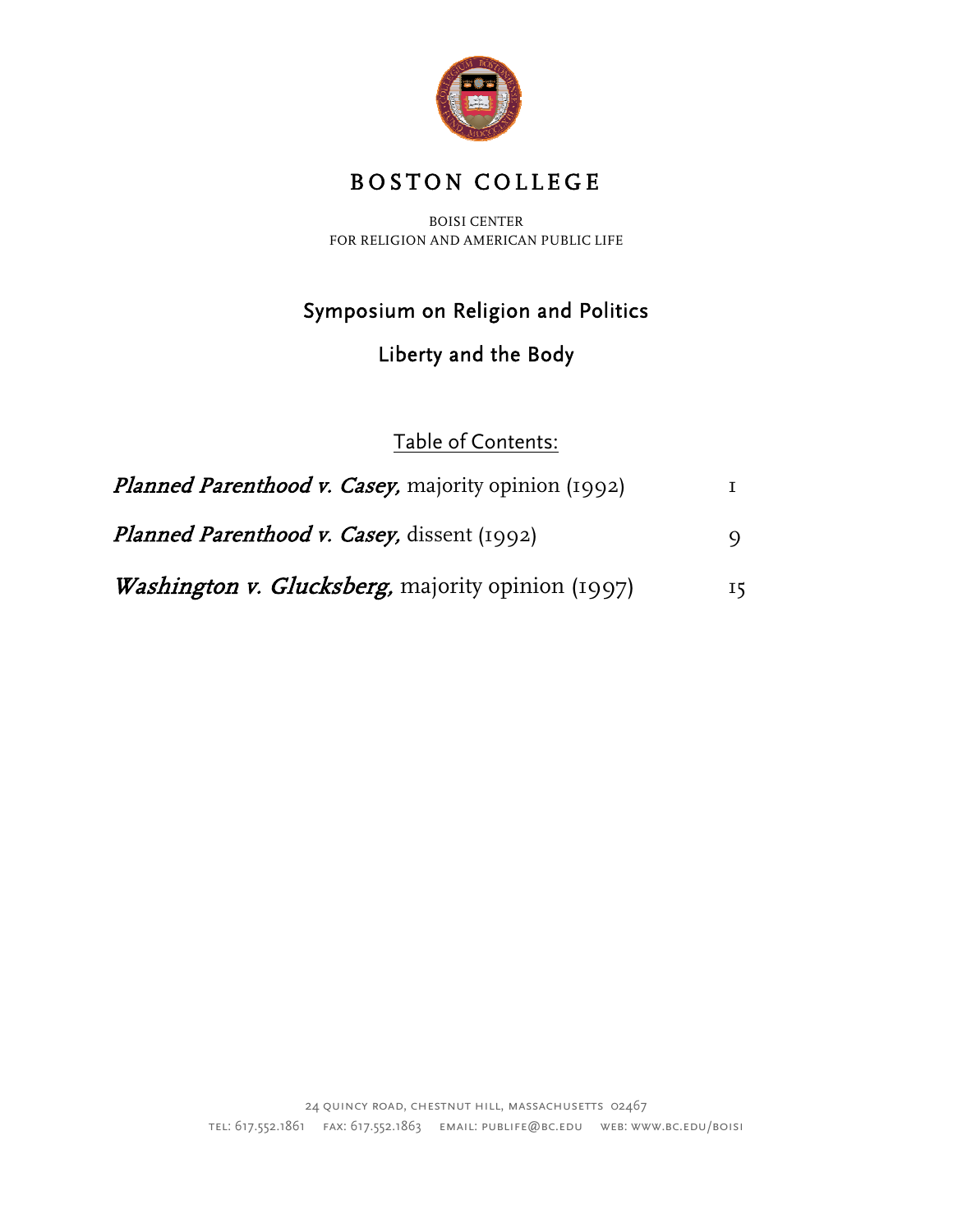# BOSTON COLLEGE

BOISI CENTER
FOR RELIGION AND AMERICAN PUBLIC LIFE

## Symposium on Religion and Politics

## Liberty and the Body

Table of Contents:

| | |
|---|---|
| ***Planned Parenthood v. Casey,*** majority opinion (1992) | 1 |
| ***Planned Parenthood v. Casey,*** dissent (1992) | 9 |
| ***Washington v. Glucksberg,*** majority opinion (1997) | 15 |

24 QUINCY ROAD, CHESTNUT HILL, MASSACHUSETTS 02467
TEL: 617.552.1861 FAX: 617.552.1863 EMAIL: PUBLIFE@BC.EDU WEB: WWW.BC.EDU/BOISI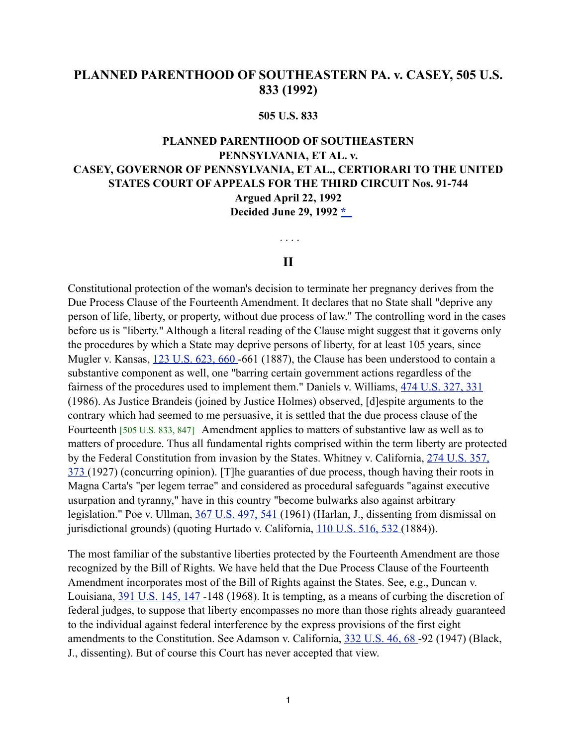# PLANNED PARENTHOOD OF SOUTHEASTERN PA. v. CASEY, 505 U.S. 833 (1992)

**505 U.S. 833**

**PLANNED PARENTHOOD OF SOUTHEASTERN PENNSYLVANIA, ET AL. v. CASEY, GOVERNOR OF PENNSYLVANIA, ET AL., CERTIORARI TO THE UNITED STATES COURT OF APPEALS FOR THE THIRD CIRCUIT Nos. 91-744**
**Argued April 22, 1992**
**Decided June 29, 1992 [*]**

. . . .

## II

Constitutional protection of the woman's decision to terminate her pregnancy derives from the Due Process Clause of the Fourteenth Amendment. It declares that no State shall "deprive any person of life, liberty, or property, without due process of law." The controlling word in the cases before us is "liberty." Although a literal reading of the Clause might suggest that it governs only the procedures by which a State may deprive persons of liberty, for at least 105 years, since Mugler v. Kansas, 123 U.S. 623, 660 -661 (1887), the Clause has been understood to contain a substantive component as well, one "barring certain government actions regardless of the fairness of the procedures used to implement them." Daniels v. Williams, 474 U.S. 327, 331 (1986). As Justice Brandeis (joined by Justice Holmes) observed, [d]espite arguments to the contrary which had seemed to me persuasive, it is settled that the due process clause of the Fourteenth [505 U.S. 833, 847] Amendment applies to matters of substantive law as well as to matters of procedure. Thus all fundamental rights comprised within the term liberty are protected by the Federal Constitution from invasion by the States. Whitney v. California, 274 U.S. 357, 373 (1927) (concurring opinion). [T]he guaranties of due process, though having their roots in Magna Carta's "per legem terrae" and considered as procedural safeguards "against executive usurpation and tyranny," have in this country "become bulwarks also against arbitrary legislation." Poe v. Ullman, 367 U.S. 497, 541 (1961) (Harlan, J., dissenting from dismissal on jurisdictional grounds) (quoting Hurtado v. California, 110 U.S. 516, 532 (1884)).

The most familiar of the substantive liberties protected by the Fourteenth Amendment are those recognized by the Bill of Rights. We have held that the Due Process Clause of the Fourteenth Amendment incorporates most of the Bill of Rights against the States. See, e.g., Duncan v. Louisiana, 391 U.S. 145, 147 -148 (1968). It is tempting, as a means of curbing the discretion of federal judges, to suppose that liberty encompasses no more than those rights already guaranteed to the individual against federal interference by the express provisions of the first eight amendments to the Constitution. See Adamson v. California, 332 U.S. 46, 68 -92 (1947) (Black, J., dissenting). But of course this Court has never accepted that view.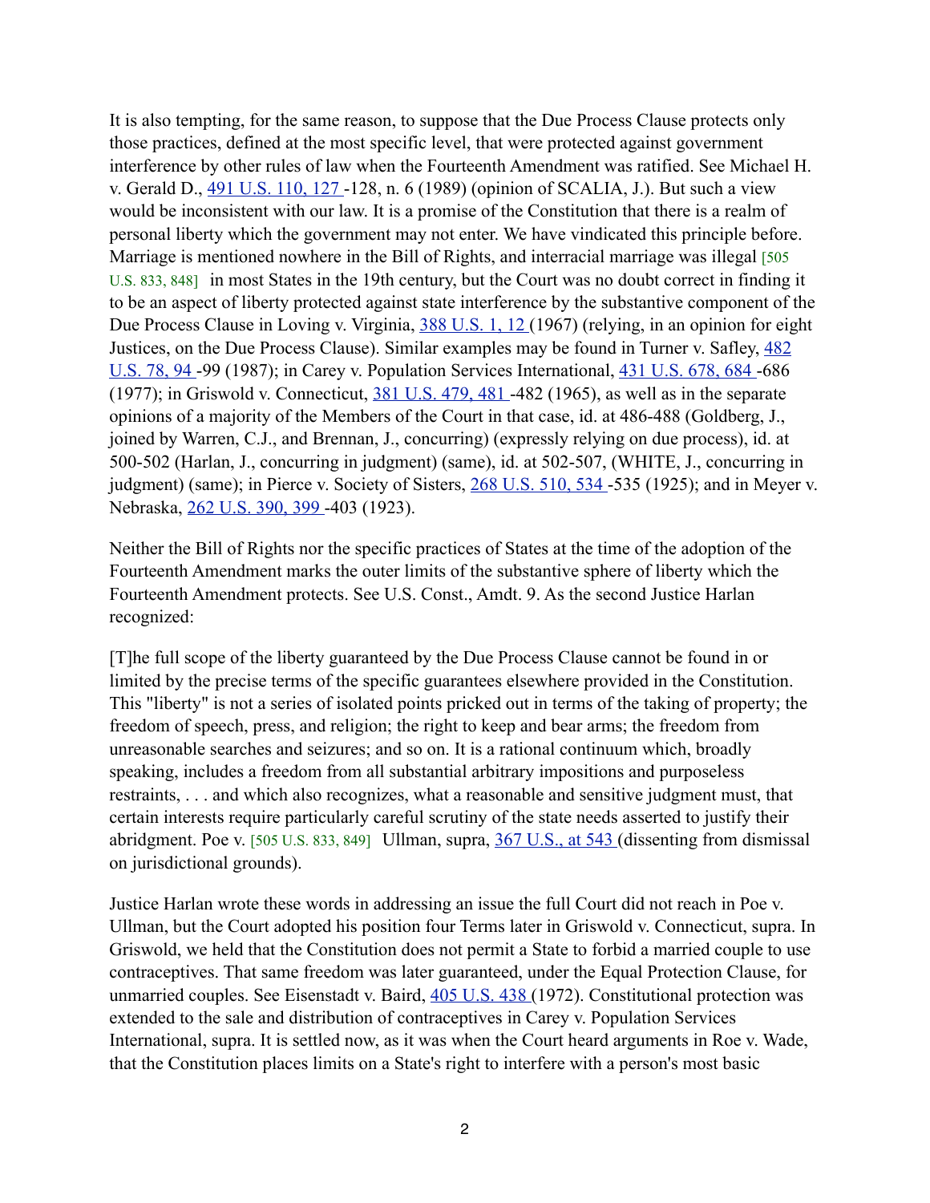It is also tempting, for the same reason, to suppose that the Due Process Clause protects only those practices, defined at the most specific level, that were protected against government interference by other rules of law when the Fourteenth Amendment was ratified. See Michael H. v. Gerald D., [491 U.S. 110, 127](#) -128, n. 6 (1989) (opinion of SCALIA, J.). But such a view would be inconsistent with our law. It is a promise of the Constitution that there is a realm of personal liberty which the government may not enter. We have vindicated this principle before. Marriage is mentioned nowhere in the Bill of Rights, and interracial marriage was illegal [505 U.S. 833, 848] in most States in the 19th century, but the Court was no doubt correct in finding it to be an aspect of liberty protected against state interference by the substantive component of the Due Process Clause in Loving v. Virginia, [388 U.S. 1, 12](#) (1967) (relying, in an opinion for eight Justices, on the Due Process Clause). Similar examples may be found in Turner v. Safley, [482 U.S. 78, 94](#) -99 (1987); in Carey v. Population Services International, [431 U.S. 678, 684](#) -686 (1977); in Griswold v. Connecticut, [381 U.S. 479, 481](#) -482 (1965), as well as in the separate opinions of a majority of the Members of the Court in that case, id. at 486-488 (Goldberg, J., joined by Warren, C.J., and Brennan, J., concurring) (expressly relying on due process), id. at 500-502 (Harlan, J., concurring in judgment) (same), id. at 502-507, (WHITE, J., concurring in judgment) (same); in Pierce v. Society of Sisters, [268 U.S. 510, 534](#) -535 (1925); and in Meyer v. Nebraska, [262 U.S. 390, 399](#) -403 (1923).

Neither the Bill of Rights nor the specific practices of States at the time of the adoption of the Fourteenth Amendment marks the outer limits of the substantive sphere of liberty which the Fourteenth Amendment protects. See U.S. Const., Amdt. 9. As the second Justice Harlan recognized:

[T]he full scope of the liberty guaranteed by the Due Process Clause cannot be found in or limited by the precise terms of the specific guarantees elsewhere provided in the Constitution. This "liberty" is not a series of isolated points pricked out in terms of the taking of property; the freedom of speech, press, and religion; the right to keep and bear arms; the freedom from unreasonable searches and seizures; and so on. It is a rational continuum which, broadly speaking, includes a freedom from all substantial arbitrary impositions and purposeless restraints, . . . and which also recognizes, what a reasonable and sensitive judgment must, that certain interests require particularly careful scrutiny of the state needs asserted to justify their abridgment. Poe v. [505 U.S. 833, 849] Ullman, supra, [367 U.S., at 543](#) (dissenting from dismissal on jurisdictional grounds).

Justice Harlan wrote these words in addressing an issue the full Court did not reach in Poe v. Ullman, but the Court adopted his position four Terms later in Griswold v. Connecticut, supra. In Griswold, we held that the Constitution does not permit a State to forbid a married couple to use contraceptives. That same freedom was later guaranteed, under the Equal Protection Clause, for unmarried couples. See Eisenstadt v. Baird, [405 U.S. 438](#) (1972). Constitutional protection was extended to the sale and distribution of contraceptives in Carey v. Population Services International, supra. It is settled now, as it was when the Court heard arguments in Roe v. Wade, that the Constitution places limits on a State's right to interfere with a person's most basic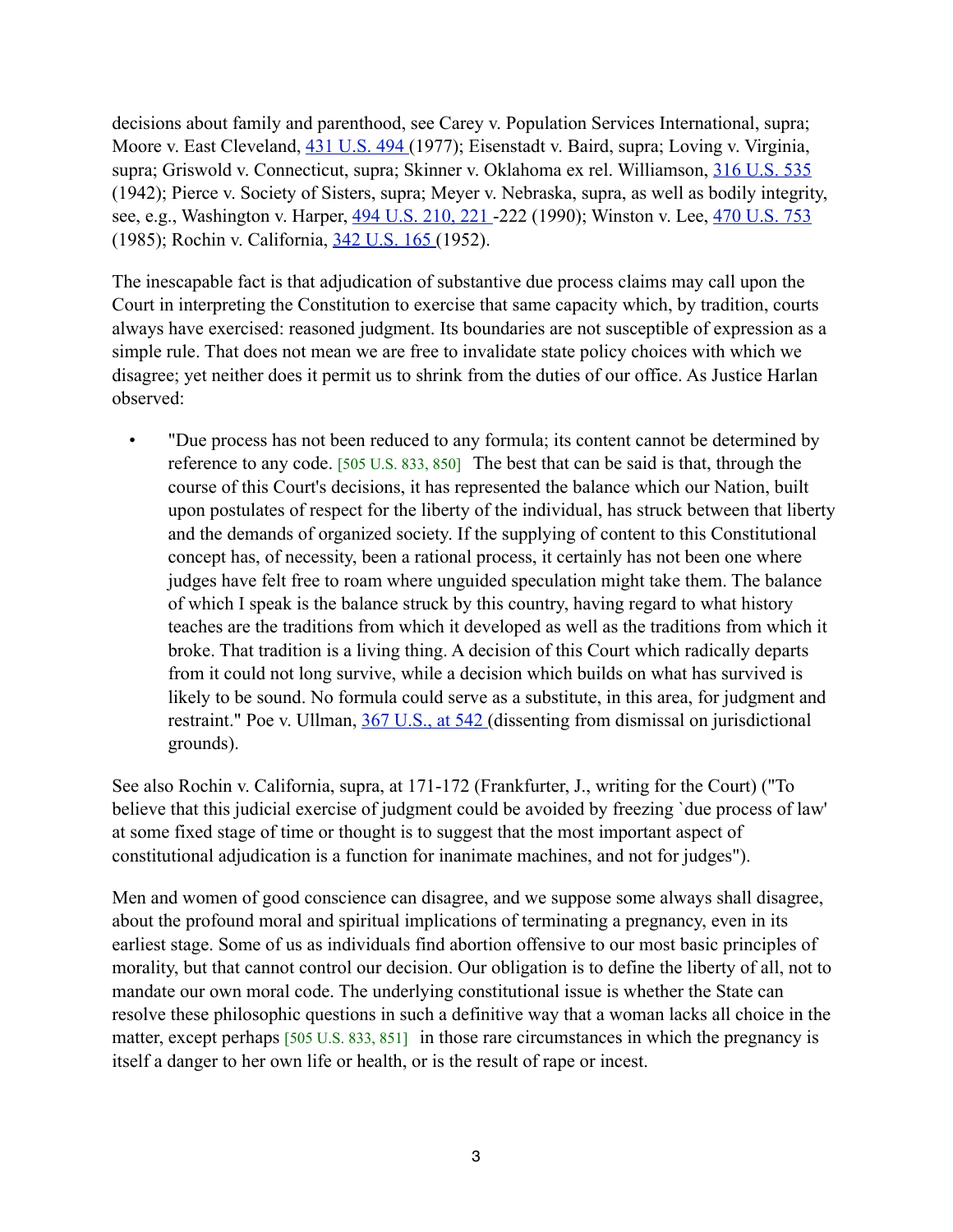decisions about family and parenthood, see Carey v. Population Services International, supra; Moore v. East Cleveland, 431 U.S. 494 (1977); Eisenstadt v. Baird, supra; Loving v. Virginia, supra; Griswold v. Connecticut, supra; Skinner v. Oklahoma ex rel. Williamson, 316 U.S. 535 (1942); Pierce v. Society of Sisters, supra; Meyer v. Nebraska, supra, as well as bodily integrity, see, e.g., Washington v. Harper, 494 U.S. 210, 221 -222 (1990); Winston v. Lee, 470 U.S. 753 (1985); Rochin v. California, 342 U.S. 165 (1952).

The inescapable fact is that adjudication of substantive due process claims may call upon the Court in interpreting the Constitution to exercise that same capacity which, by tradition, courts always have exercised: reasoned judgment. Its boundaries are not susceptible of expression as a simple rule. That does not mean we are free to invalidate state policy choices with which we disagree; yet neither does it permit us to shrink from the duties of our office. As Justice Harlan observed:

- "Due process has not been reduced to any formula; its content cannot be determined by reference to any code. [505 U.S. 833, 850] The best that can be said is that, through the course of this Court's decisions, it has represented the balance which our Nation, built upon postulates of respect for the liberty of the individual, has struck between that liberty and the demands of organized society. If the supplying of content to this Constitutional concept has, of necessity, been a rational process, it certainly has not been one where judges have felt free to roam where unguided speculation might take them. The balance of which I speak is the balance struck by this country, having regard to what history teaches are the traditions from which it developed as well as the traditions from which it broke. That tradition is a living thing. A decision of this Court which radically departs from it could not long survive, while a decision which builds on what has survived is likely to be sound. No formula could serve as a substitute, in this area, for judgment and restraint." Poe v. Ullman, 367 U.S., at 542 (dissenting from dismissal on jurisdictional grounds).

See also Rochin v. California, supra, at 171-172 (Frankfurter, J., writing for the Court) ("To believe that this judicial exercise of judgment could be avoided by freezing `due process of law' at some fixed stage of time or thought is to suggest that the most important aspect of constitutional adjudication is a function for inanimate machines, and not for judges").

Men and women of good conscience can disagree, and we suppose some always shall disagree, about the profound moral and spiritual implications of terminating a pregnancy, even in its earliest stage. Some of us as individuals find abortion offensive to our most basic principles of morality, but that cannot control our decision. Our obligation is to define the liberty of all, not to mandate our own moral code. The underlying constitutional issue is whether the State can resolve these philosophic questions in such a definitive way that a woman lacks all choice in the matter, except perhaps [505 U.S. 833, 851] in those rare circumstances in which the pregnancy is itself a danger to her own life or health, or is the result of rape or incest.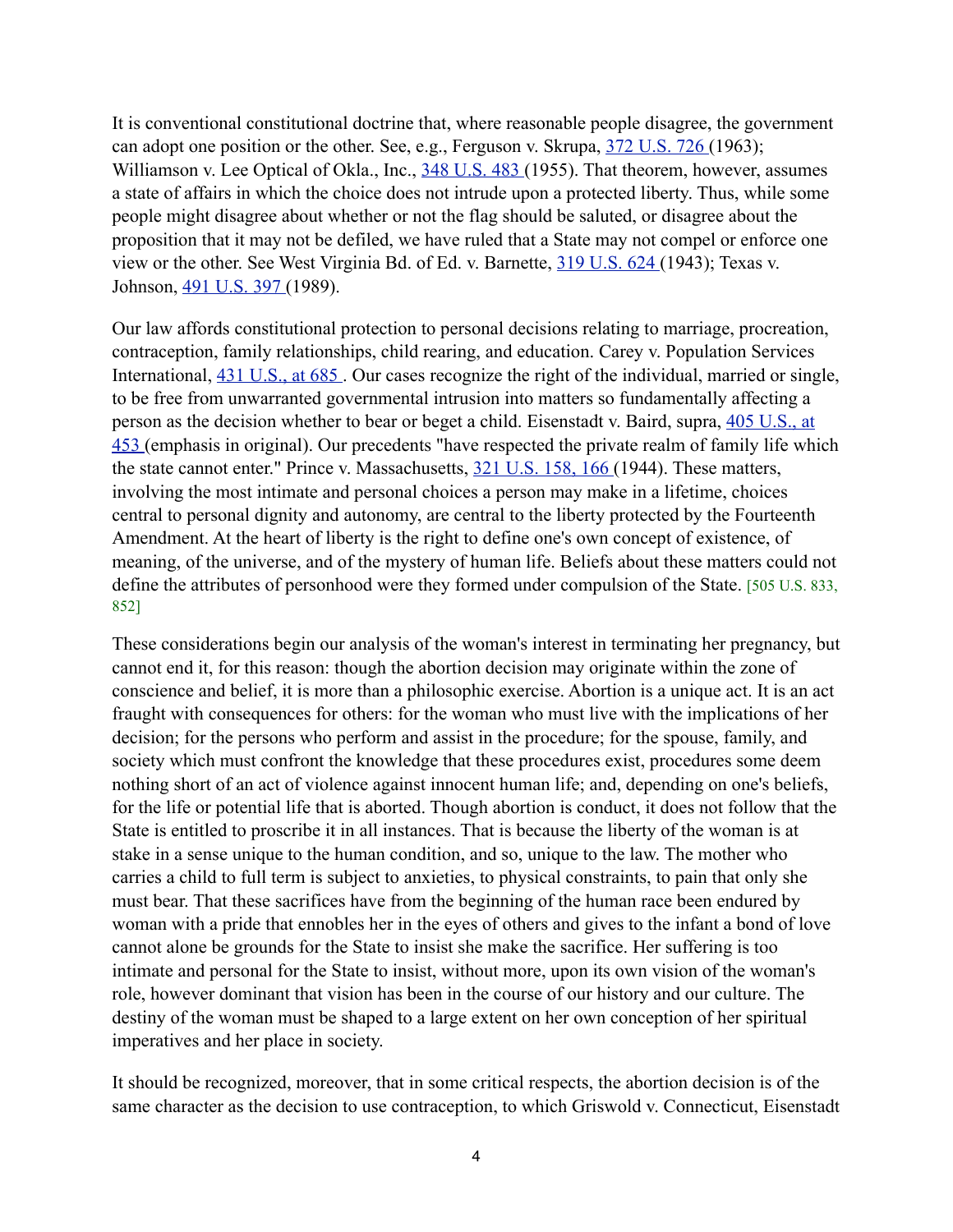It is conventional constitutional doctrine that, where reasonable people disagree, the government can adopt one position or the other. See, e.g., Ferguson v. Skrupa, [372 U.S. 726](#) (1963); Williamson v. Lee Optical of Okla., Inc., [348 U.S. 483](#) (1955). That theorem, however, assumes a state of affairs in which the choice does not intrude upon a protected liberty. Thus, while some people might disagree about whether or not the flag should be saluted, or disagree about the proposition that it may not be defiled, we have ruled that a State may not compel or enforce one view or the other. See West Virginia Bd. of Ed. v. Barnette, [319 U.S. 624](#) (1943); Texas v. Johnson, [491 U.S. 397](#) (1989).

Our law affords constitutional protection to personal decisions relating to marriage, procreation, contraception, family relationships, child rearing, and education. Carey v. Population Services International, [431 U.S., at 685](#). Our cases recognize the right of the individual, married or single, to be free from unwarranted governmental intrusion into matters so fundamentally affecting a person as the decision whether to bear or beget a child. Eisenstadt v. Baird, supra, [405 U.S., at 453](#) (emphasis in original). Our precedents "have respected the private realm of family life which the state cannot enter." Prince v. Massachusetts, [321 U.S. 158, 166](#) (1944). These matters, involving the most intimate and personal choices a person may make in a lifetime, choices central to personal dignity and autonomy, are central to the liberty protected by the Fourteenth Amendment. At the heart of liberty is the right to define one's own concept of existence, of meaning, of the universe, and of the mystery of human life. Beliefs about these matters could not define the attributes of personhood were they formed under compulsion of the State. [505 U.S. 833, 852]

These considerations begin our analysis of the woman's interest in terminating her pregnancy, but cannot end it, for this reason: though the abortion decision may originate within the zone of conscience and belief, it is more than a philosophic exercise. Abortion is a unique act. It is an act fraught with consequences for others: for the woman who must live with the implications of her decision; for the persons who perform and assist in the procedure; for the spouse, family, and society which must confront the knowledge that these procedures exist, procedures some deem nothing short of an act of violence against innocent human life; and, depending on one's beliefs, for the life or potential life that is aborted. Though abortion is conduct, it does not follow that the State is entitled to proscribe it in all instances. That is because the liberty of the woman is at stake in a sense unique to the human condition, and so, unique to the law. The mother who carries a child to full term is subject to anxieties, to physical constraints, to pain that only she must bear. That these sacrifices have from the beginning of the human race been endured by woman with a pride that ennobles her in the eyes of others and gives to the infant a bond of love cannot alone be grounds for the State to insist she make the sacrifice. Her suffering is too intimate and personal for the State to insist, without more, upon its own vision of the woman's role, however dominant that vision has been in the course of our history and our culture. The destiny of the woman must be shaped to a large extent on her own conception of her spiritual imperatives and her place in society.

It should be recognized, moreover, that in some critical respects, the abortion decision is of the same character as the decision to use contraception, to which Griswold v. Connecticut, Eisenstadt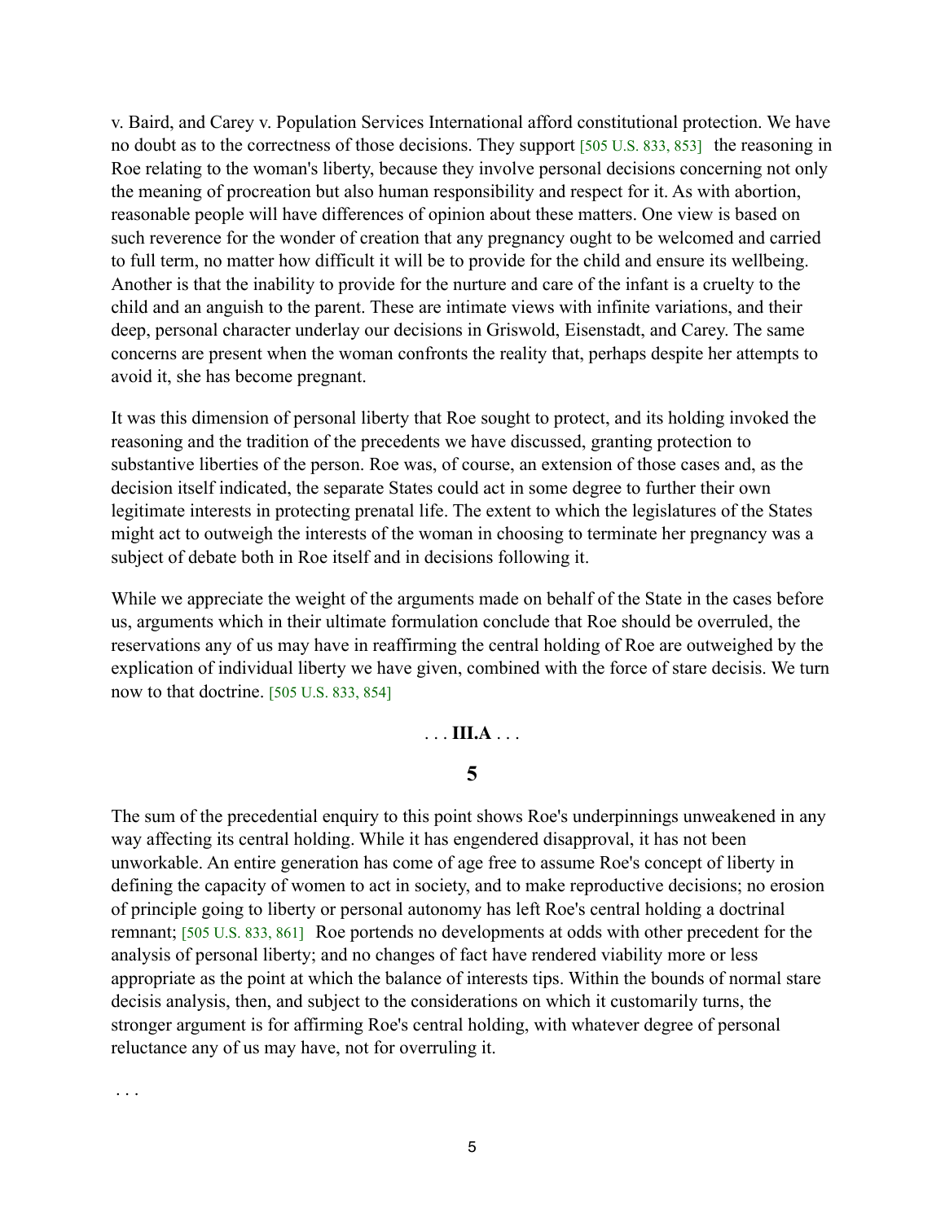v. Baird, and Carey v. Population Services International afford constitutional protection. We have no doubt as to the correctness of those decisions. They support [505 U.S. 833, 853] the reasoning in Roe relating to the woman's liberty, because they involve personal decisions concerning not only the meaning of procreation but also human responsibility and respect for it. As with abortion, reasonable people will have differences of opinion about these matters. One view is based on such reverence for the wonder of creation that any pregnancy ought to be welcomed and carried to full term, no matter how difficult it will be to provide for the child and ensure its wellbeing. Another is that the inability to provide for the nurture and care of the infant is a cruelty to the child and an anguish to the parent. These are intimate views with infinite variations, and their deep, personal character underlay our decisions in Griswold, Eisenstadt, and Carey. The same concerns are present when the woman confronts the reality that, perhaps despite her attempts to avoid it, she has become pregnant.

It was this dimension of personal liberty that Roe sought to protect, and its holding invoked the reasoning and the tradition of the precedents we have discussed, granting protection to substantive liberties of the person. Roe was, of course, an extension of those cases and, as the decision itself indicated, the separate States could act in some degree to further their own legitimate interests in protecting prenatal life. The extent to which the legislatures of the States might act to outweigh the interests of the woman in choosing to terminate her pregnancy was a subject of debate both in Roe itself and in decisions following it.

While we appreciate the weight of the arguments made on behalf of the State in the cases before us, arguments which in their ultimate formulation conclude that Roe should be overruled, the reservations any of us may have in reaffirming the central holding of Roe are outweighed by the explication of individual liberty we have given, combined with the force of stare decisis. We turn now to that doctrine. [505 U.S. 833, 854]

. . . **III.A** . . .

**5**

The sum of the precedential enquiry to this point shows Roe's underpinnings unweakened in any way affecting its central holding. While it has engendered disapproval, it has not been unworkable. An entire generation has come of age free to assume Roe's concept of liberty in defining the capacity of women to act in society, and to make reproductive decisions; no erosion of principle going to liberty or personal autonomy has left Roe's central holding a doctrinal remnant; [505 U.S. 833, 861] Roe portends no developments at odds with other precedent for the analysis of personal liberty; and no changes of fact have rendered viability more or less appropriate as the point at which the balance of interests tips. Within the bounds of normal stare decisis analysis, then, and subject to the considerations on which it customarily turns, the stronger argument is for affirming Roe's central holding, with whatever degree of personal reluctance any of us may have, not for overruling it.

. . .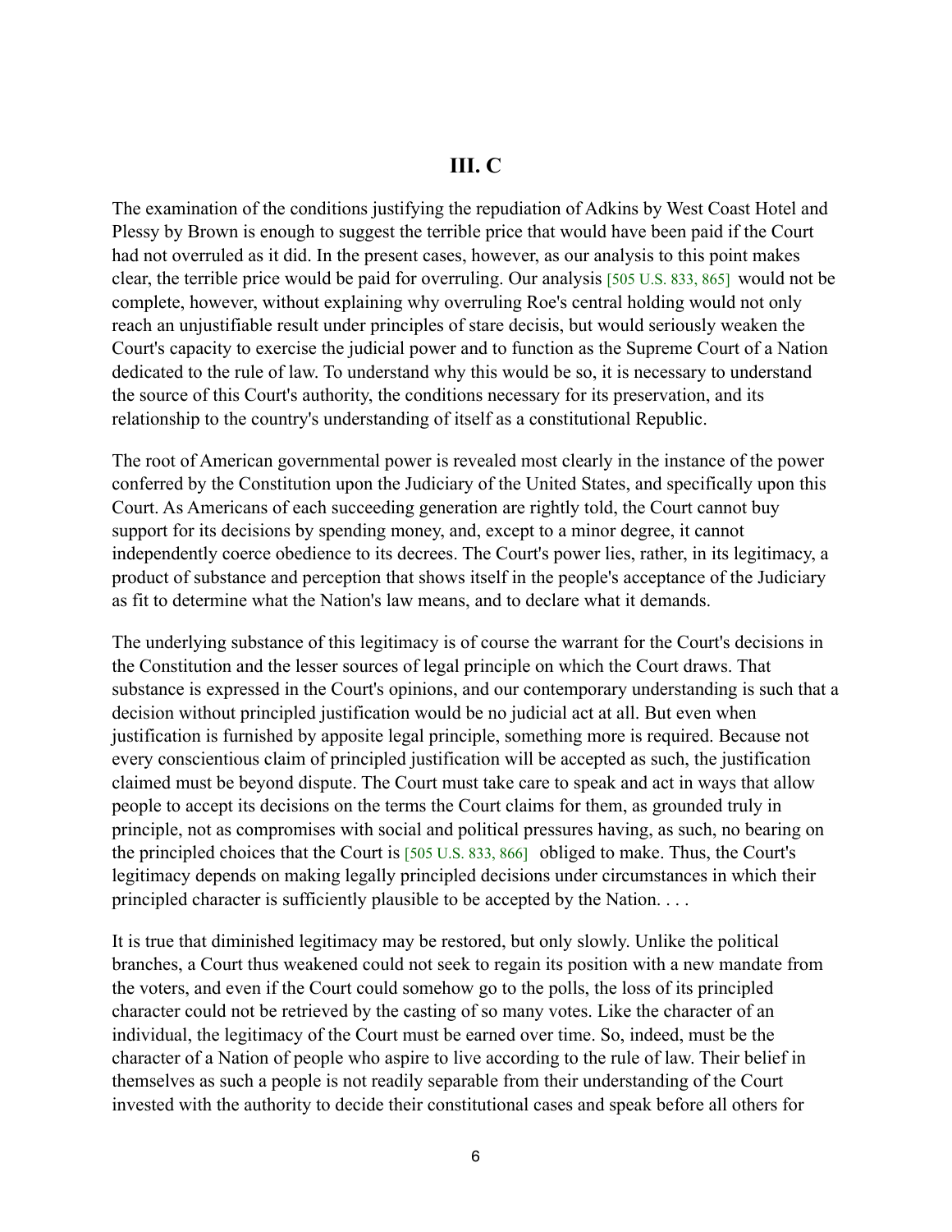## III. C

The examination of the conditions justifying the repudiation of Adkins by West Coast Hotel and Plessy by Brown is enough to suggest the terrible price that would have been paid if the Court had not overruled as it did. In the present cases, however, as our analysis to this point makes clear, the terrible price would be paid for overruling. Our analysis [505 U.S. 833, 865] would not be complete, however, without explaining why overruling Roe's central holding would not only reach an unjustifiable result under principles of stare decisis, but would seriously weaken the Court's capacity to exercise the judicial power and to function as the Supreme Court of a Nation dedicated to the rule of law. To understand why this would be so, it is necessary to understand the source of this Court's authority, the conditions necessary for its preservation, and its relationship to the country's understanding of itself as a constitutional Republic.

The root of American governmental power is revealed most clearly in the instance of the power conferred by the Constitution upon the Judiciary of the United States, and specifically upon this Court. As Americans of each succeeding generation are rightly told, the Court cannot buy support for its decisions by spending money, and, except to a minor degree, it cannot independently coerce obedience to its decrees. The Court's power lies, rather, in its legitimacy, a product of substance and perception that shows itself in the people's acceptance of the Judiciary as fit to determine what the Nation's law means, and to declare what it demands.

The underlying substance of this legitimacy is of course the warrant for the Court's decisions in the Constitution and the lesser sources of legal principle on which the Court draws. That substance is expressed in the Court's opinions, and our contemporary understanding is such that a decision without principled justification would be no judicial act at all. But even when justification is furnished by apposite legal principle, something more is required. Because not every conscientious claim of principled justification will be accepted as such, the justification claimed must be beyond dispute. The Court must take care to speak and act in ways that allow people to accept its decisions on the terms the Court claims for them, as grounded truly in principle, not as compromises with social and political pressures having, as such, no bearing on the principled choices that the Court is [505 U.S. 833, 866] obliged to make. Thus, the Court's legitimacy depends on making legally principled decisions under circumstances in which their principled character is sufficiently plausible to be accepted by the Nation. . . .

It is true that diminished legitimacy may be restored, but only slowly. Unlike the political branches, a Court thus weakened could not seek to regain its position with a new mandate from the voters, and even if the Court could somehow go to the polls, the loss of its principled character could not be retrieved by the casting of so many votes. Like the character of an individual, the legitimacy of the Court must be earned over time. So, indeed, must be the character of a Nation of people who aspire to live according to the rule of law. Their belief in themselves as such a people is not readily separable from their understanding of the Court invested with the authority to decide their constitutional cases and speak before all others for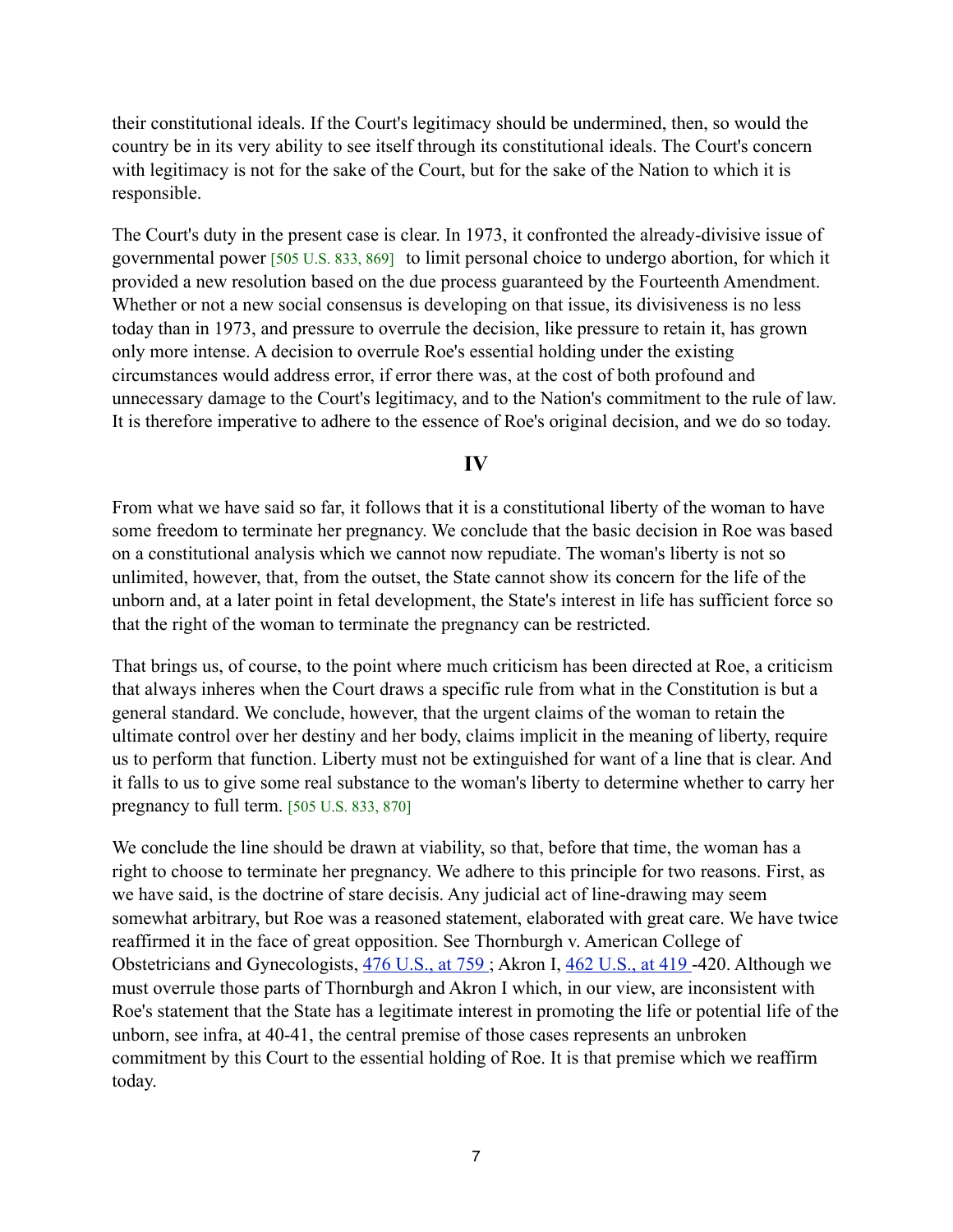their constitutional ideals. If the Court's legitimacy should be undermined, then, so would the country be in its very ability to see itself through its constitutional ideals. The Court's concern with legitimacy is not for the sake of the Court, but for the sake of the Nation to which it is responsible.

The Court's duty in the present case is clear. In 1973, it confronted the already-divisive issue of governmental power [505 U.S. 833, 869] to limit personal choice to undergo abortion, for which it provided a new resolution based on the due process guaranteed by the Fourteenth Amendment. Whether or not a new social consensus is developing on that issue, its divisiveness is no less today than in 1973, and pressure to overrule the decision, like pressure to retain it, has grown only more intense. A decision to overrule Roe's essential holding under the existing circumstances would address error, if error there was, at the cost of both profound and unnecessary damage to the Court's legitimacy, and to the Nation's commitment to the rule of law. It is therefore imperative to adhere to the essence of Roe's original decision, and we do so today.

## IV

From what we have said so far, it follows that it is a constitutional liberty of the woman to have some freedom to terminate her pregnancy. We conclude that the basic decision in Roe was based on a constitutional analysis which we cannot now repudiate. The woman's liberty is not so unlimited, however, that, from the outset, the State cannot show its concern for the life of the unborn and, at a later point in fetal development, the State's interest in life has sufficient force so that the right of the woman to terminate the pregnancy can be restricted.

That brings us, of course, to the point where much criticism has been directed at Roe, a criticism that always inheres when the Court draws a specific rule from what in the Constitution is but a general standard. We conclude, however, that the urgent claims of the woman to retain the ultimate control over her destiny and her body, claims implicit in the meaning of liberty, require us to perform that function. Liberty must not be extinguished for want of a line that is clear. And it falls to us to give some real substance to the woman's liberty to determine whether to carry her pregnancy to full term. [505 U.S. 833, 870]

We conclude the line should be drawn at viability, so that, before that time, the woman has a right to choose to terminate her pregnancy. We adhere to this principle for two reasons. First, as we have said, is the doctrine of stare decisis. Any judicial act of line-drawing may seem somewhat arbitrary, but Roe was a reasoned statement, elaborated with great care. We have twice reaffirmed it in the face of great opposition. See Thornburgh v. American College of Obstetricians and Gynecologists, 476 U.S., at 759 ; Akron I, 462 U.S., at 419 -420. Although we must overrule those parts of Thornburgh and Akron I which, in our view, are inconsistent with Roe's statement that the State has a legitimate interest in promoting the life or potential life of the unborn, see infra, at 40-41, the central premise of those cases represents an unbroken commitment by this Court to the essential holding of Roe. It is that premise which we reaffirm today.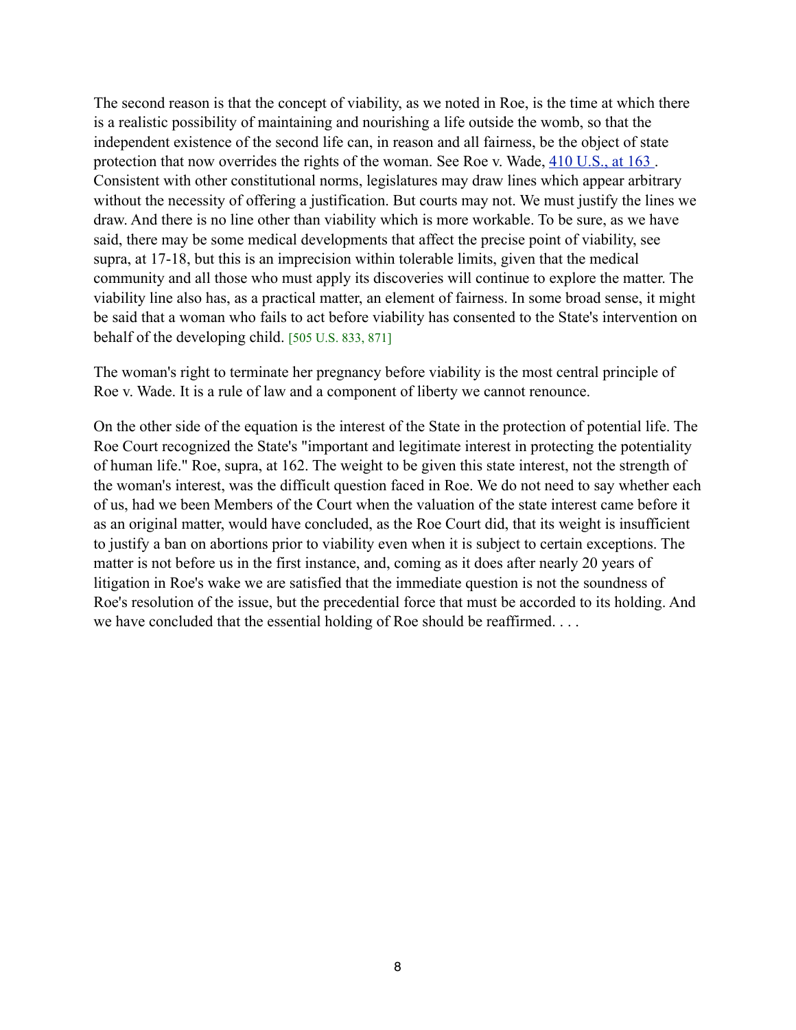The second reason is that the concept of viability, as we noted in Roe, is the time at which there is a realistic possibility of maintaining and nourishing a life outside the womb, so that the independent existence of the second life can, in reason and all fairness, be the object of state protection that now overrides the rights of the woman. See Roe v. Wade, [410 U.S., at 163](). Consistent with other constitutional norms, legislatures may draw lines which appear arbitrary without the necessity of offering a justification. But courts may not. We must justify the lines we draw. And there is no line other than viability which is more workable. To be sure, as we have said, there may be some medical developments that affect the precise point of viability, see supra, at 17-18, but this is an imprecision within tolerable limits, given that the medical community and all those who must apply its discoveries will continue to explore the matter. The viability line also has, as a practical matter, an element of fairness. In some broad sense, it might be said that a woman who fails to act before viability has consented to the State's intervention on behalf of the developing child. [505 U.S. 833, 871]

The woman's right to terminate her pregnancy before viability is the most central principle of Roe v. Wade. It is a rule of law and a component of liberty we cannot renounce.

On the other side of the equation is the interest of the State in the protection of potential life. The Roe Court recognized the State's "important and legitimate interest in protecting the potentiality of human life." Roe, supra, at 162. The weight to be given this state interest, not the strength of the woman's interest, was the difficult question faced in Roe. We do not need to say whether each of us, had we been Members of the Court when the valuation of the state interest came before it as an original matter, would have concluded, as the Roe Court did, that its weight is insufficient to justify a ban on abortions prior to viability even when it is subject to certain exceptions. The matter is not before us in the first instance, and, coming as it does after nearly 20 years of litigation in Roe's wake we are satisfied that the immediate question is not the soundness of Roe's resolution of the issue, but the precedential force that must be accorded to its holding. And we have concluded that the essential holding of Roe should be reaffirmed. . . .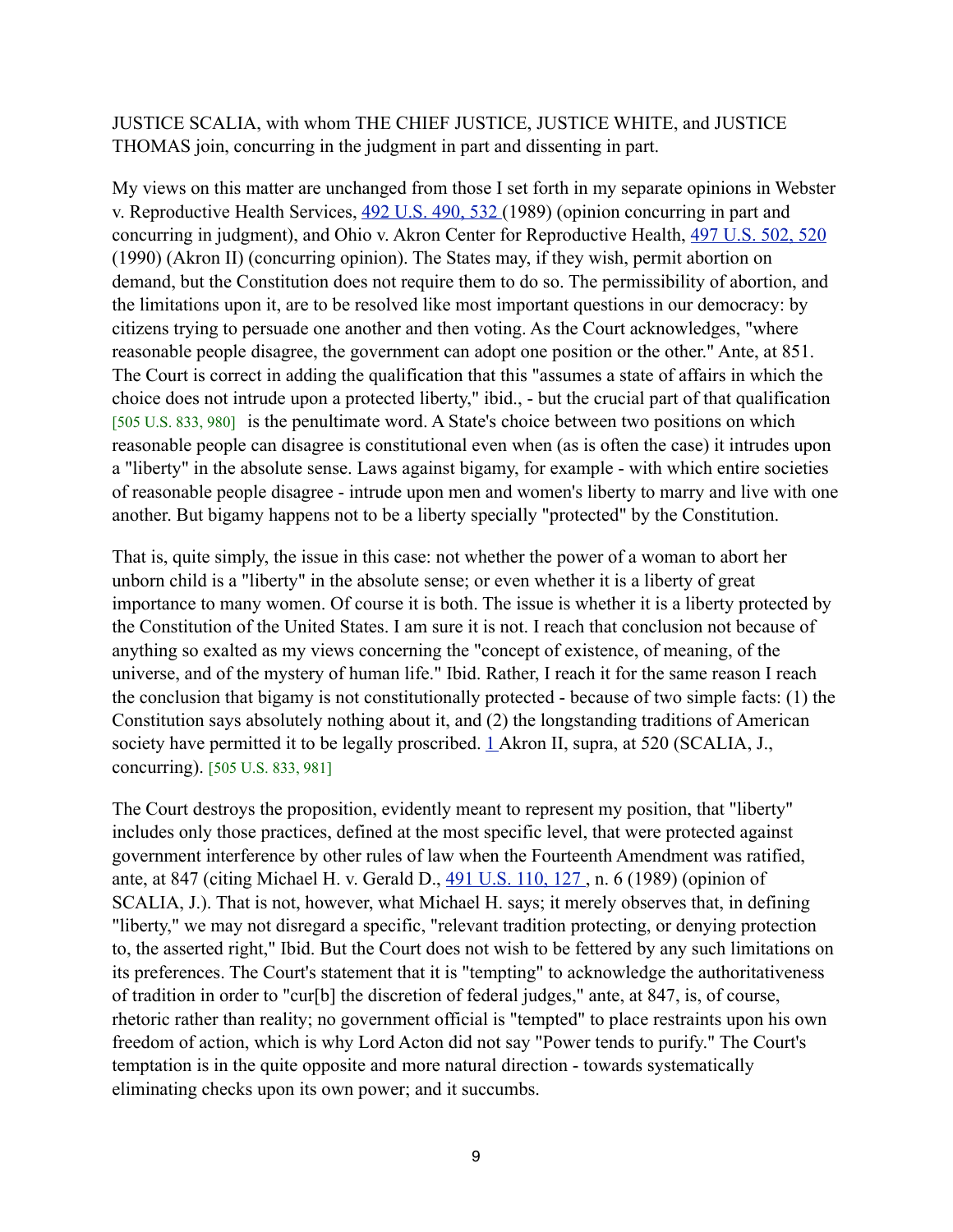JUSTICE SCALIA, with whom THE CHIEF JUSTICE, JUSTICE WHITE, and JUSTICE THOMAS join, concurring in the judgment in part and dissenting in part.

My views on this matter are unchanged from those I set forth in my separate opinions in Webster v. Reproductive Health Services, 492 U.S. 490, 532 (1989) (opinion concurring in part and concurring in judgment), and Ohio v. Akron Center for Reproductive Health, 497 U.S. 502, 520 (1990) (Akron II) (concurring opinion). The States may, if they wish, permit abortion on demand, but the Constitution does not require them to do so. The permissibility of abortion, and the limitations upon it, are to be resolved like most important questions in our democracy: by citizens trying to persuade one another and then voting. As the Court acknowledges, "where reasonable people disagree, the government can adopt one position or the other." Ante, at 851. The Court is correct in adding the qualification that this "assumes a state of affairs in which the choice does not intrude upon a protected liberty," ibid., - but the crucial part of that qualification [505 U.S. 833, 980] is the penultimate word. A State's choice between two positions on which reasonable people can disagree is constitutional even when (as is often the case) it intrudes upon a "liberty" in the absolute sense. Laws against bigamy, for example - with which entire societies of reasonable people disagree - intrude upon men and women's liberty to marry and live with one another. But bigamy happens not to be a liberty specially "protected" by the Constitution.

That is, quite simply, the issue in this case: not whether the power of a woman to abort her unborn child is a "liberty" in the absolute sense; or even whether it is a liberty of great importance to many women. Of course it is both. The issue is whether it is a liberty protected by the Constitution of the United States. I am sure it is not. I reach that conclusion not because of anything so exalted as my views concerning the "concept of existence, of meaning, of the universe, and of the mystery of human life." Ibid. Rather, I reach it for the same reason I reach the conclusion that bigamy is not constitutionally protected - because of two simple facts: (1) the Constitution says absolutely nothing about it, and (2) the longstanding traditions of American society have permitted it to be legally proscribed. [1] Akron II, supra, at 520 (SCALIA, J., concurring). [505 U.S. 833, 981]

The Court destroys the proposition, evidently meant to represent my position, that "liberty" includes only those practices, defined at the most specific level, that were protected against government interference by other rules of law when the Fourteenth Amendment was ratified, ante, at 847 (citing Michael H. v. Gerald D., 491 U.S. 110, 127 , n. 6 (1989) (opinion of SCALIA, J.). That is not, however, what Michael H. says; it merely observes that, in defining "liberty," we may not disregard a specific, "relevant tradition protecting, or denying protection to, the asserted right," Ibid. But the Court does not wish to be fettered by any such limitations on its preferences. The Court's statement that it is "tempting" to acknowledge the authoritativeness of tradition in order to "cur[b] the discretion of federal judges," ante, at 847, is, of course, rhetoric rather than reality; no government official is "tempted" to place restraints upon his own freedom of action, which is why Lord Acton did not say "Power tends to purify." The Court's temptation is in the quite opposite and more natural direction - towards systematically eliminating checks upon its own power; and it succumbs.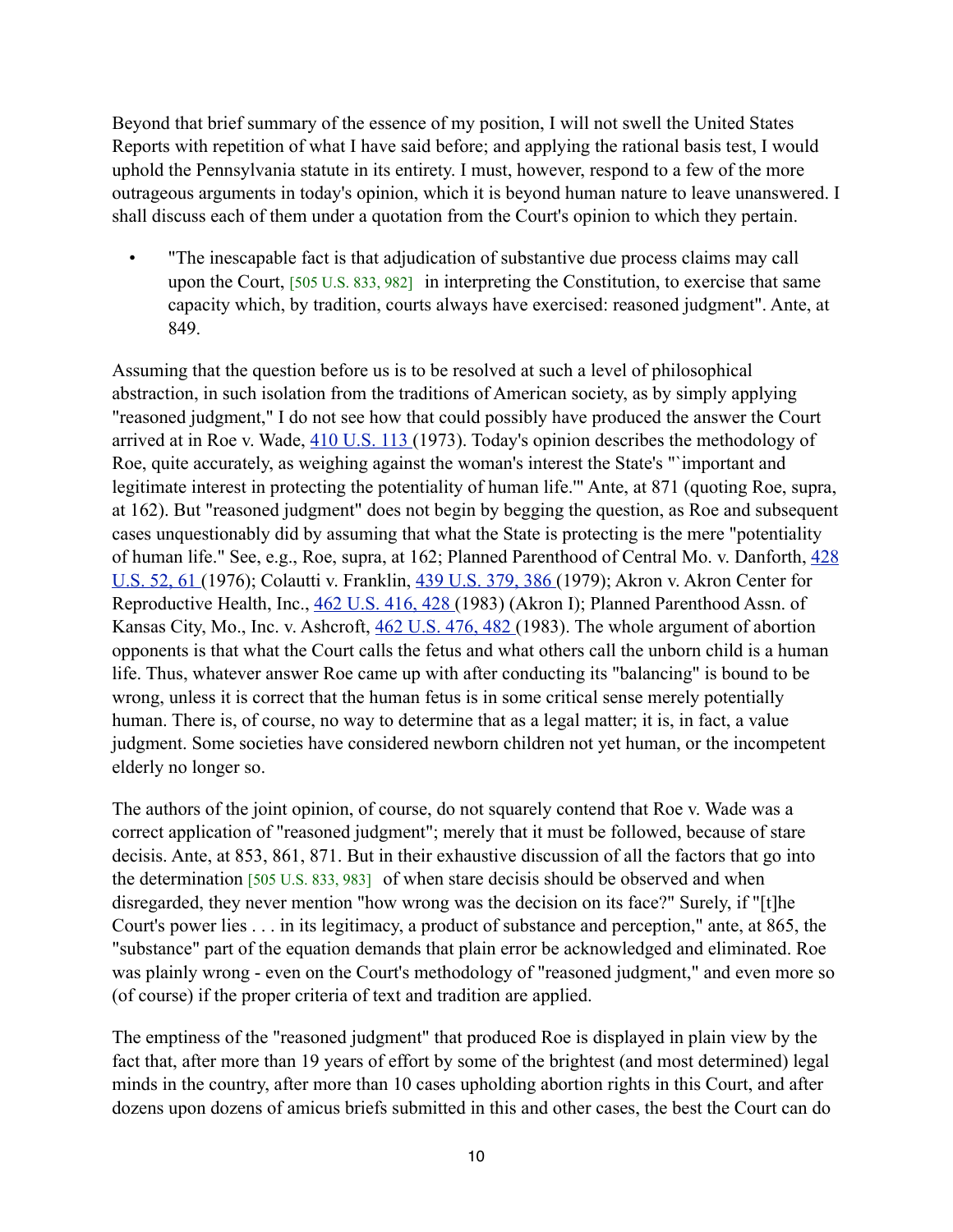Beyond that brief summary of the essence of my position, I will not swell the United States Reports with repetition of what I have said before; and applying the rational basis test, I would uphold the Pennsylvania statute in its entirety. I must, however, respond to a few of the more outrageous arguments in today's opinion, which it is beyond human nature to leave unanswered. I shall discuss each of them under a quotation from the Court's opinion to which they pertain.

- "The inescapable fact is that adjudication of substantive due process claims may call upon the Court, [505 U.S. 833, 982] in interpreting the Constitution, to exercise that same capacity which, by tradition, courts always have exercised: reasoned judgment". Ante, at 849.

Assuming that the question before us is to be resolved at such a level of philosophical abstraction, in such isolation from the traditions of American society, as by simply applying "reasoned judgment," I do not see how that could possibly have produced the answer the Court arrived at in Roe v. Wade, 410 U.S. 113 (1973). Today's opinion describes the methodology of Roe, quite accurately, as weighing against the woman's interest the State's "`important and legitimate interest in protecting the potentiality of human life.'" Ante, at 871 (quoting Roe, supra, at 162). But "reasoned judgment" does not begin by begging the question, as Roe and subsequent cases unquestionably did by assuming that what the State is protecting is the mere "potentiality of human life." See, e.g., Roe, supra, at 162; Planned Parenthood of Central Mo. v. Danforth, 428 U.S. 52, 61 (1976); Colautti v. Franklin, 439 U.S. 379, 386 (1979); Akron v. Akron Center for Reproductive Health, Inc., 462 U.S. 416, 428 (1983) (Akron I); Planned Parenthood Assn. of Kansas City, Mo., Inc. v. Ashcroft, 462 U.S. 476, 482 (1983). The whole argument of abortion opponents is that what the Court calls the fetus and what others call the unborn child is a human life. Thus, whatever answer Roe came up with after conducting its "balancing" is bound to be wrong, unless it is correct that the human fetus is in some critical sense merely potentially human. There is, of course, no way to determine that as a legal matter; it is, in fact, a value judgment. Some societies have considered newborn children not yet human, or the incompetent elderly no longer so.

The authors of the joint opinion, of course, do not squarely contend that Roe v. Wade was a correct application of "reasoned judgment"; merely that it must be followed, because of stare decisis. Ante, at 853, 861, 871. But in their exhaustive discussion of all the factors that go into the determination [505 U.S. 833, 983] of when stare decisis should be observed and when disregarded, they never mention "how wrong was the decision on its face?" Surely, if "[t]he Court's power lies . . . in its legitimacy, a product of substance and perception," ante, at 865, the "substance" part of the equation demands that plain error be acknowledged and eliminated. Roe was plainly wrong - even on the Court's methodology of "reasoned judgment," and even more so (of course) if the proper criteria of text and tradition are applied.

The emptiness of the "reasoned judgment" that produced Roe is displayed in plain view by the fact that, after more than 19 years of effort by some of the brightest (and most determined) legal minds in the country, after more than 10 cases upholding abortion rights in this Court, and after dozens upon dozens of amicus briefs submitted in this and other cases, the best the Court can do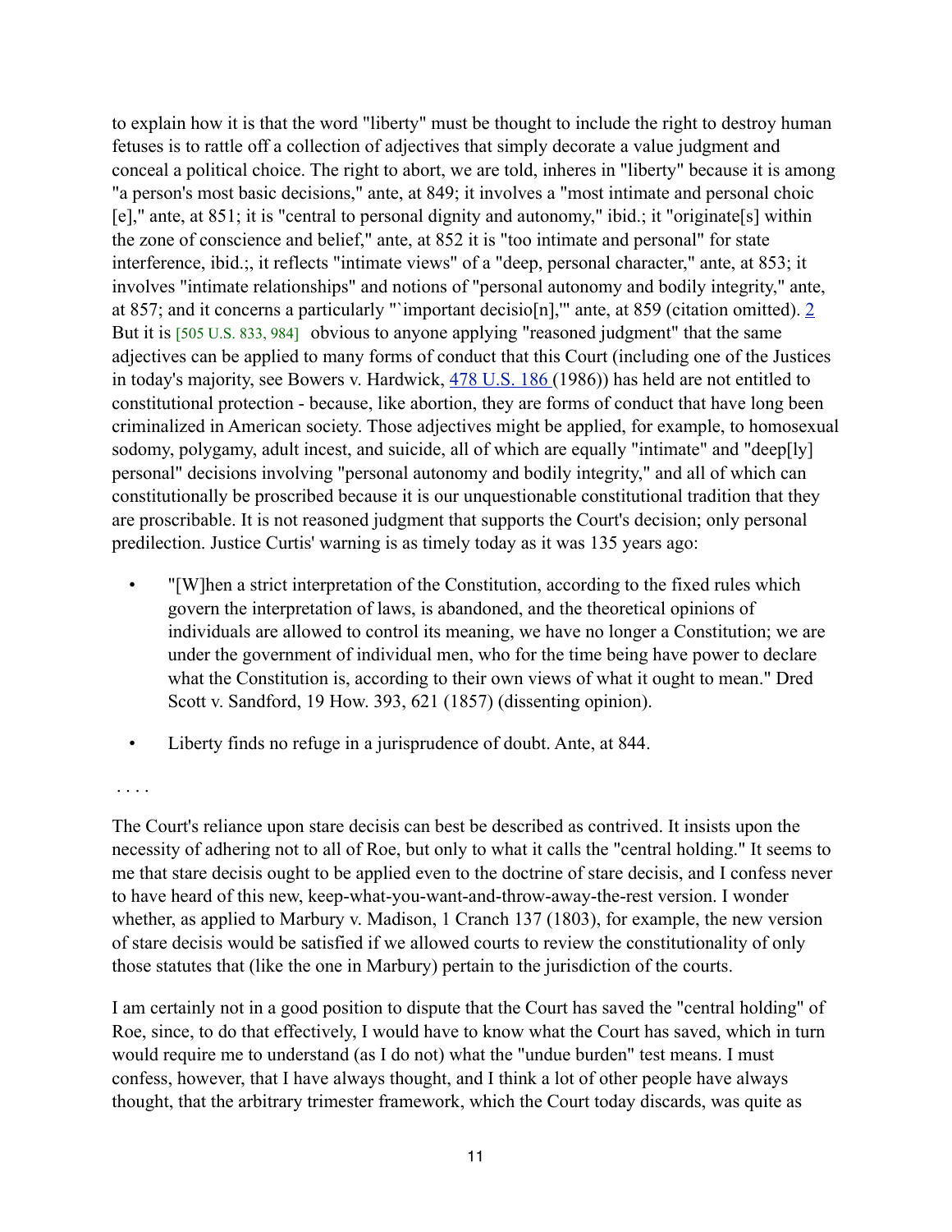to explain how it is that the word "liberty" must be thought to include the right to destroy human fetuses is to rattle off a collection of adjectives that simply decorate a value judgment and conceal a political choice. The right to abort, we are told, inheres in "liberty" because it is among "a person's most basic decisions," ante, at 849; it involves a "most intimate and personal choic [e]," ante, at 851; it is "central to personal dignity and autonomy," ibid.; it "originate[s] within the zone of conscience and belief," ante, at 852 it is "too intimate and personal" for state interference, ibid.;, it reflects "intimate views" of a "deep, personal character," ante, at 853; it involves "intimate relationships" and notions of "personal autonomy and bodily integrity," ante, at 857; and it concerns a particularly "`important decisio[n],'" ante, at 859 (citation omitted). 2 But it is [505 U.S. 833, 984] obvious to anyone applying "reasoned judgment" that the same adjectives can be applied to many forms of conduct that this Court (including one of the Justices in today's majority, see Bowers v. Hardwick, 478 U.S. 186 (1986)) has held are not entitled to constitutional protection - because, like abortion, they are forms of conduct that have long been criminalized in American society. Those adjectives might be applied, for example, to homosexual sodomy, polygamy, adult incest, and suicide, all of which are equally "intimate" and "deep[ly] personal" decisions involving "personal autonomy and bodily integrity," and all of which can constitutionally be proscribed because it is our unquestionable constitutional tradition that they are proscribable. It is not reasoned judgment that supports the Court's decision; only personal predilection. Justice Curtis' warning is as timely today as it was 135 years ago:

- "[W]hen a strict interpretation of the Constitution, according to the fixed rules which govern the interpretation of laws, is abandoned, and the theoretical opinions of individuals are allowed to control its meaning, we have no longer a Constitution; we are under the government of individual men, who for the time being have power to declare what the Constitution is, according to their own views of what it ought to mean." Dred Scott v. Sandford, 19 How. 393, 621 (1857) (dissenting opinion).
- Liberty finds no refuge in a jurisprudence of doubt. Ante, at 844.

. . . .

The Court's reliance upon stare decisis can best be described as contrived. It insists upon the necessity of adhering not to all of Roe, but only to what it calls the "central holding." It seems to me that stare decisis ought to be applied even to the doctrine of stare decisis, and I confess never to have heard of this new, keep-what-you-want-and-throw-away-the-rest version. I wonder whether, as applied to Marbury v. Madison, 1 Cranch 137 (1803), for example, the new version of stare decisis would be satisfied if we allowed courts to review the constitutionality of only those statutes that (like the one in Marbury) pertain to the jurisdiction of the courts.

I am certainly not in a good position to dispute that the Court has saved the "central holding" of Roe, since, to do that effectively, I would have to know what the Court has saved, which in turn would require me to understand (as I do not) what the "undue burden" test means. I must confess, however, that I have always thought, and I think a lot of other people have always thought, that the arbitrary trimester framework, which the Court today discards, was quite as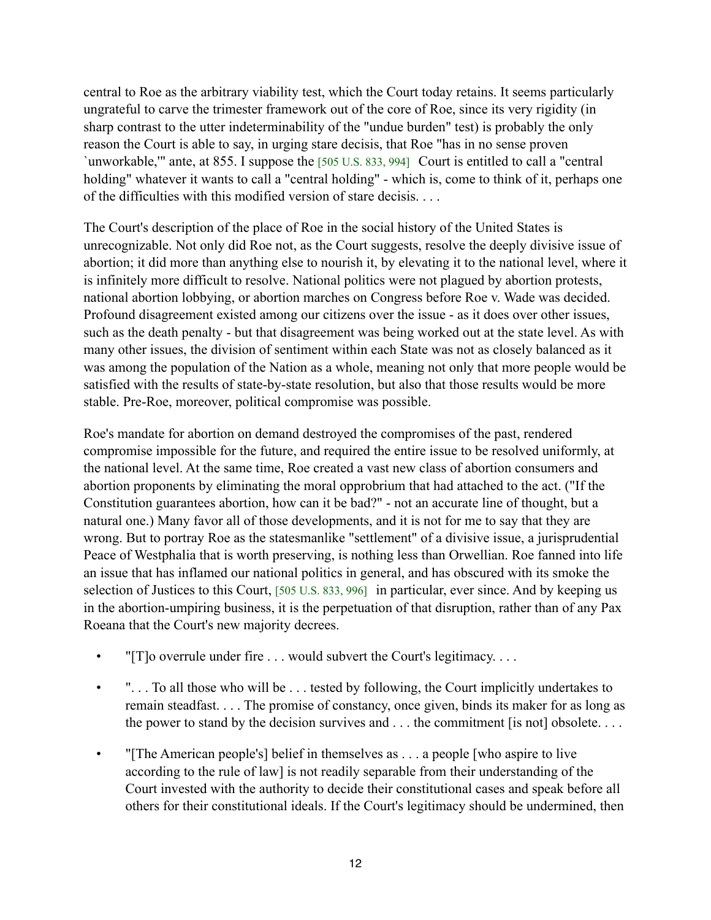central to Roe as the arbitrary viability test, which the Court today retains. It seems particularly ungrateful to carve the trimester framework out of the core of Roe, since its very rigidity (in sharp contrast to the utter indeterminability of the "undue burden" test) is probably the only reason the Court is able to say, in urging stare decisis, that Roe "has in no sense proven `unworkable,'" ante, at 855. I suppose the [505 U.S. 833, 994] Court is entitled to call a "central holding" whatever it wants to call a "central holding" - which is, come to think of it, perhaps one of the difficulties with this modified version of stare decisis. . . .

The Court's description of the place of Roe in the social history of the United States is unrecognizable. Not only did Roe not, as the Court suggests, resolve the deeply divisive issue of abortion; it did more than anything else to nourish it, by elevating it to the national level, where it is infinitely more difficult to resolve. National politics were not plagued by abortion protests, national abortion lobbying, or abortion marches on Congress before Roe v. Wade was decided. Profound disagreement existed among our citizens over the issue - as it does over other issues, such as the death penalty - but that disagreement was being worked out at the state level. As with many other issues, the division of sentiment within each State was not as closely balanced as it was among the population of the Nation as a whole, meaning not only that more people would be satisfied with the results of state-by-state resolution, but also that those results would be more stable. Pre-Roe, moreover, political compromise was possible.

Roe's mandate for abortion on demand destroyed the compromises of the past, rendered compromise impossible for the future, and required the entire issue to be resolved uniformly, at the national level. At the same time, Roe created a vast new class of abortion consumers and abortion proponents by eliminating the moral opprobrium that had attached to the act. ("If the Constitution guarantees abortion, how can it be bad?" - not an accurate line of thought, but a natural one.) Many favor all of those developments, and it is not for me to say that they are wrong. But to portray Roe as the statesmanlike "settlement" of a divisive issue, a jurisprudential Peace of Westphalia that is worth preserving, is nothing less than Orwellian. Roe fanned into life an issue that has inflamed our national politics in general, and has obscured with its smoke the selection of Justices to this Court, [505 U.S. 833, 996] in particular, ever since. And by keeping us in the abortion-umpiring business, it is the perpetuation of that disruption, rather than of any Pax Roeana that the Court's new majority decrees.

- "[T]o overrule under fire . . . would subvert the Court's legitimacy. . . .
- ". . . To all those who will be . . . tested by following, the Court implicitly undertakes to remain steadfast. . . . The promise of constancy, once given, binds its maker for as long as the power to stand by the decision survives and . . . the commitment [is not] obsolete. . . .
- "[The American people's] belief in themselves as . . . a people [who aspire to live according to the rule of law] is not readily separable from their understanding of the Court invested with the authority to decide their constitutional cases and speak before all others for their constitutional ideals. If the Court's legitimacy should be undermined, then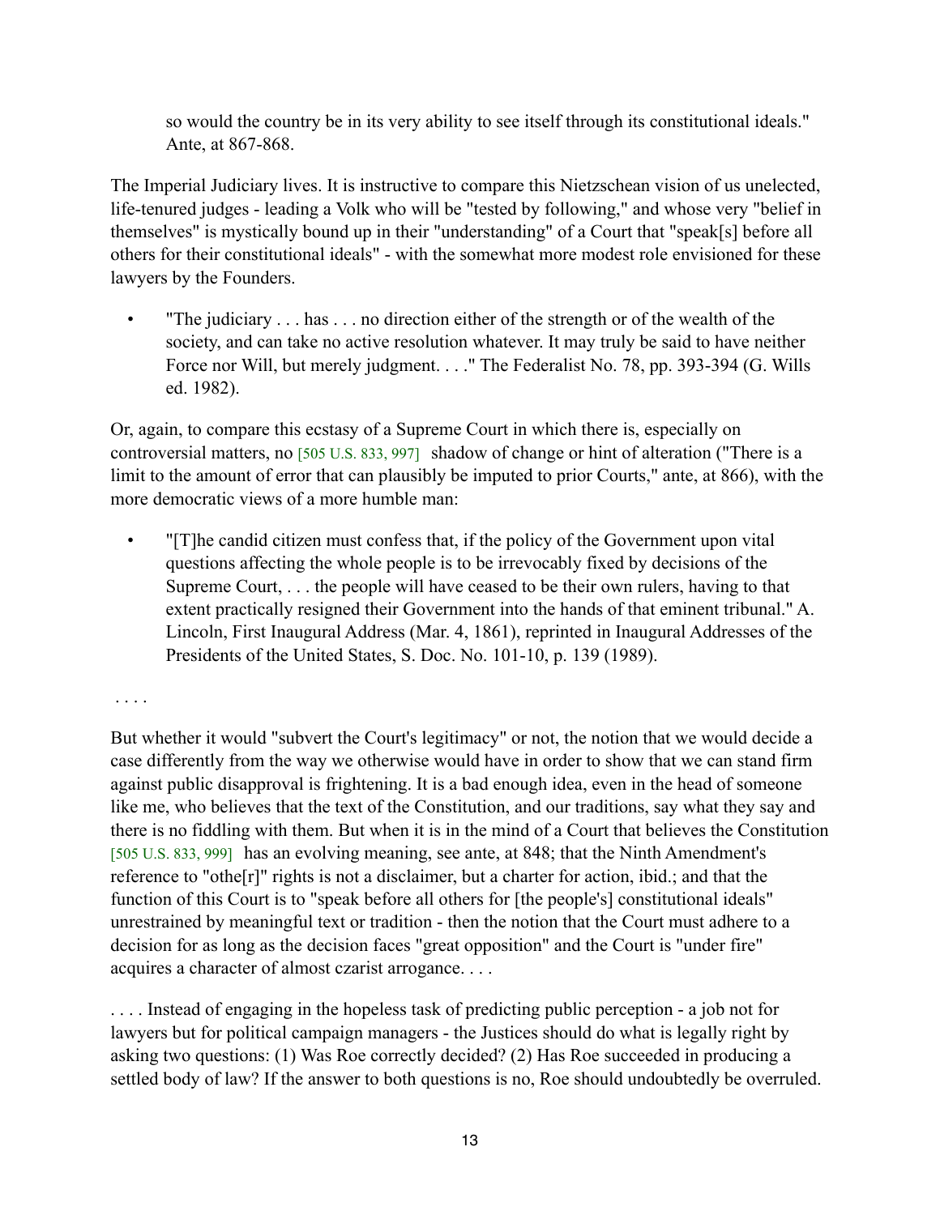so would the country be in its very ability to see itself through its constitutional ideals." Ante, at 867-868.

The Imperial Judiciary lives. It is instructive to compare this Nietzschean vision of us unelected, life-tenured judges - leading a Volk who will be "tested by following," and whose very "belief in themselves" is mystically bound up in their "understanding" of a Court that "speak[s] before all others for their constitutional ideals" - with the somewhat more modest role envisioned for these lawyers by the Founders.

- "The judiciary . . . has . . . no direction either of the strength or of the wealth of the society, and can take no active resolution whatever. It may truly be said to have neither Force nor Will, but merely judgment. . . ." The Federalist No. 78, pp. 393-394 (G. Wills ed. 1982).

Or, again, to compare this ecstasy of a Supreme Court in which there is, especially on controversial matters, no [505 U.S. 833, 997] shadow of change or hint of alteration ("There is a limit to the amount of error that can plausibly be imputed to prior Courts," ante, at 866), with the more democratic views of a more humble man:

- "[T]he candid citizen must confess that, if the policy of the Government upon vital questions affecting the whole people is to be irrevocably fixed by decisions of the Supreme Court, . . . the people will have ceased to be their own rulers, having to that extent practically resigned their Government into the hands of that eminent tribunal." A. Lincoln, First Inaugural Address (Mar. 4, 1861), reprinted in Inaugural Addresses of the Presidents of the United States, S. Doc. No. 101-10, p. 139 (1989).

. . . .

But whether it would "subvert the Court's legitimacy" or not, the notion that we would decide a case differently from the way we otherwise would have in order to show that we can stand firm against public disapproval is frightening. It is a bad enough idea, even in the head of someone like me, who believes that the text of the Constitution, and our traditions, say what they say and there is no fiddling with them. But when it is in the mind of a Court that believes the Constitution [505 U.S. 833, 999] has an evolving meaning, see ante, at 848; that the Ninth Amendment's reference to "othe[r]" rights is not a disclaimer, but a charter for action, ibid.; and that the function of this Court is to "speak before all others for [the people's] constitutional ideals" unrestrained by meaningful text or tradition - then the notion that the Court must adhere to a decision for as long as the decision faces "great opposition" and the Court is "under fire" acquires a character of almost czarist arrogance. . . .

. . . . Instead of engaging in the hopeless task of predicting public perception - a job not for lawyers but for political campaign managers - the Justices should do what is legally right by asking two questions: (1) Was Roe correctly decided? (2) Has Roe succeeded in producing a settled body of law? If the answer to both questions is no, Roe should undoubtedly be overruled.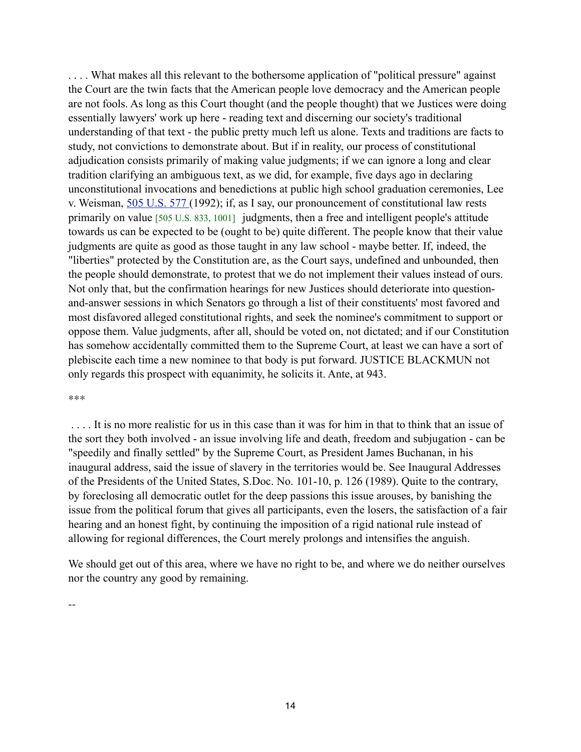. . . . What makes all this relevant to the bothersome application of "political pressure" against the Court are the twin facts that the American people love democracy and the American people are not fools. As long as this Court thought (and the people thought) that we Justices were doing essentially lawyers' work up here - reading text and discerning our society's traditional understanding of that text - the public pretty much left us alone. Texts and traditions are facts to study, not convictions to demonstrate about. But if in reality, our process of constitutional adjudication consists primarily of making value judgments; if we can ignore a long and clear tradition clarifying an ambiguous text, as we did, for example, five days ago in declaring unconstitutional invocations and benedictions at public high school graduation ceremonies, Lee v. Weisman, 505 U.S. 577 (1992); if, as I say, our pronouncement of constitutional law rests primarily on value [505 U.S. 833, 1001] judgments, then a free and intelligent people's attitude towards us can be expected to be (ought to be) quite different. The people know that their value judgments are quite as good as those taught in any law school - maybe better. If, indeed, the "liberties" protected by the Constitution are, as the Court says, undefined and unbounded, then the people should demonstrate, to protest that we do not implement their values instead of ours. Not only that, but the confirmation hearings for new Justices should deteriorate into question-and-answer sessions in which Senators go through a list of their constituents' most favored and most disfavored alleged constitutional rights, and seek the nominee's commitment to support or oppose them. Value judgments, after all, should be voted on, not dictated; and if our Constitution has somehow accidentally committed them to the Supreme Court, at least we can have a sort of plebiscite each time a new nominee to that body is put forward. JUSTICE BLACKMUN not only regards this prospect with equanimity, he solicits it. Ante, at 943.

***

. . . . It is no more realistic for us in this case than it was for him in that to think that an issue of the sort they both involved - an issue involving life and death, freedom and subjugation - can be "speedily and finally settled" by the Supreme Court, as President James Buchanan, in his inaugural address, said the issue of slavery in the territories would be. See Inaugural Addresses of the Presidents of the United States, S.Doc. No. 101-10, p. 126 (1989). Quite to the contrary, by foreclosing all democratic outlet for the deep passions this issue arouses, by banishing the issue from the political forum that gives all participants, even the losers, the satisfaction of a fair hearing and an honest fight, by continuing the imposition of a rigid national rule instead of allowing for regional differences, the Court merely prolongs and intensifies the anguish.

We should get out of this area, where we have no right to be, and where we do neither ourselves nor the country any good by remaining.

--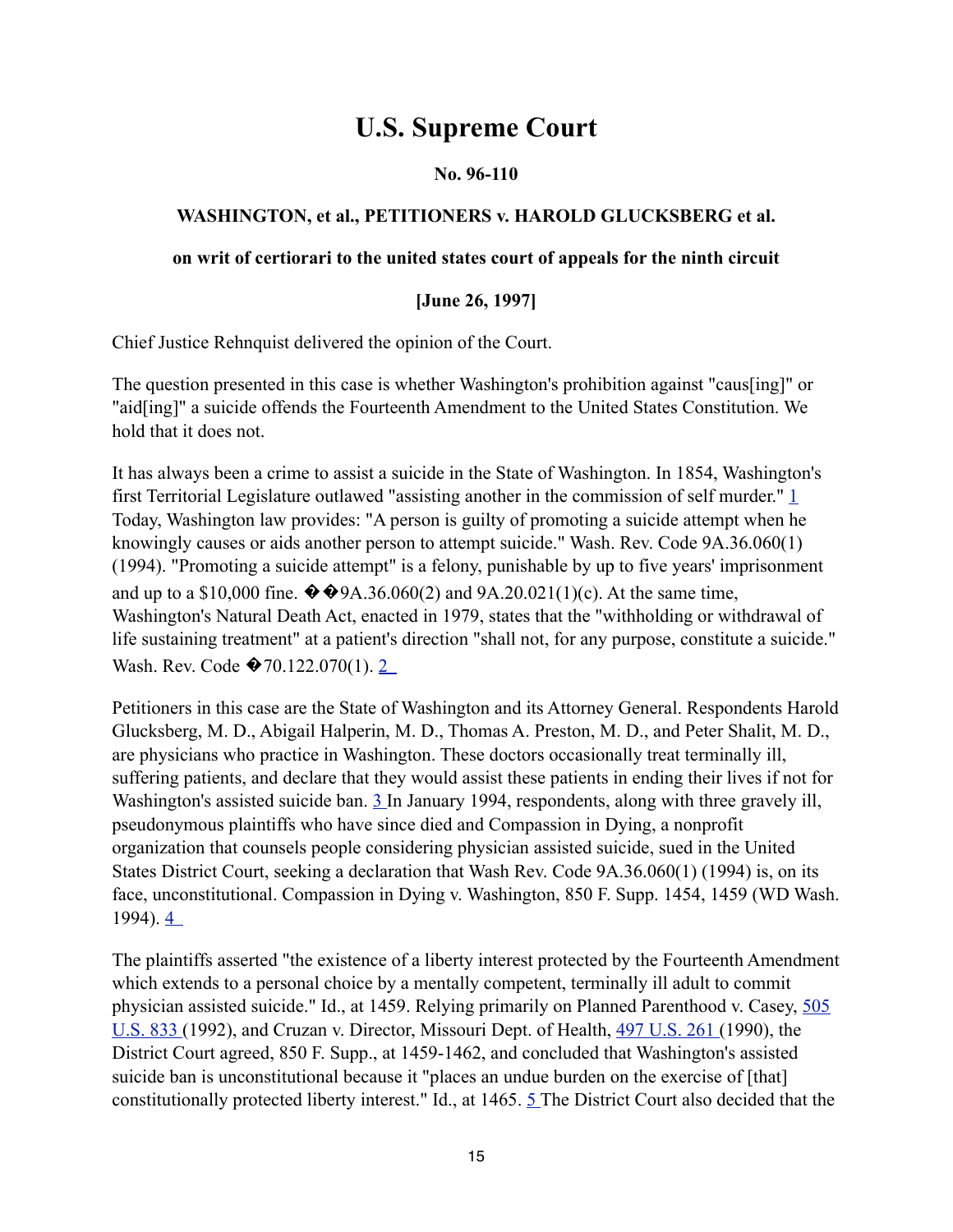# U.S. Supreme Court

**No. 96-110**

**WASHINGTON, et al., PETITIONERS v. HAROLD GLUCKSBERG et al.**

**on writ of certiorari to the united states court of appeals for the ninth circuit**

**[June 26, 1997]**

Chief Justice Rehnquist delivered the opinion of the Court.

The question presented in this case is whether Washington's prohibition against "caus[ing]" or "aid[ing]" a suicide offends the Fourteenth Amendment to the United States Constitution. We hold that it does not.

It has always been a crime to assist a suicide in the State of Washington. In 1854, Washington's first Territorial Legislature outlawed "assisting another in the commission of self murder." [1] Today, Washington law provides: "A person is guilty of promoting a suicide attempt when he knowingly causes or aids another person to attempt suicide." Wash. Rev. Code 9A.36.060(1) (1994). "Promoting a suicide attempt" is a felony, punishable by up to five years' imprisonment and up to a $10,000 fine. ��9A.36.060(2) and 9A.20.021(1)(c). At the same time, Washington's Natural Death Act, enacted in 1979, states that the "withholding or withdrawal of life sustaining treatment" at a patient's direction "shall not, for any purpose, constitute a suicide." Wash. Rev. Code �70.122.070(1). [2]

Petitioners in this case are the State of Washington and its Attorney General. Respondents Harold Glucksberg, M. D., Abigail Halperin, M. D., Thomas A. Preston, M. D., and Peter Shalit, M. D., are physicians who practice in Washington. These doctors occasionally treat terminally ill, suffering patients, and declare that they would assist these patients in ending their lives if not for Washington's assisted suicide ban. [3] In January 1994, respondents, along with three gravely ill, pseudonymous plaintiffs who have since died and Compassion in Dying, a nonprofit organization that counsels people considering physician assisted suicide, sued in the United States District Court, seeking a declaration that Wash Rev. Code 9A.36.060(1) (1994) is, on its face, unconstitutional. Compassion in Dying v. Washington, 850 F. Supp. 1454, 1459 (WD Wash. 1994). [4]

The plaintiffs asserted "the existence of a liberty interest protected by the Fourteenth Amendment which extends to a personal choice by a mentally competent, terminally ill adult to commit physician assisted suicide." Id., at 1459. Relying primarily on Planned Parenthood v. Casey, 505 U.S. 833 (1992), and Cruzan v. Director, Missouri Dept. of Health, 497 U.S. 261 (1990), the District Court agreed, 850 F. Supp., at 1459-1462, and concluded that Washington's assisted suicide ban is unconstitutional because it "places an undue burden on the exercise of [that] constitutionally protected liberty interest." Id., at 1465. [5] The District Court also decided that the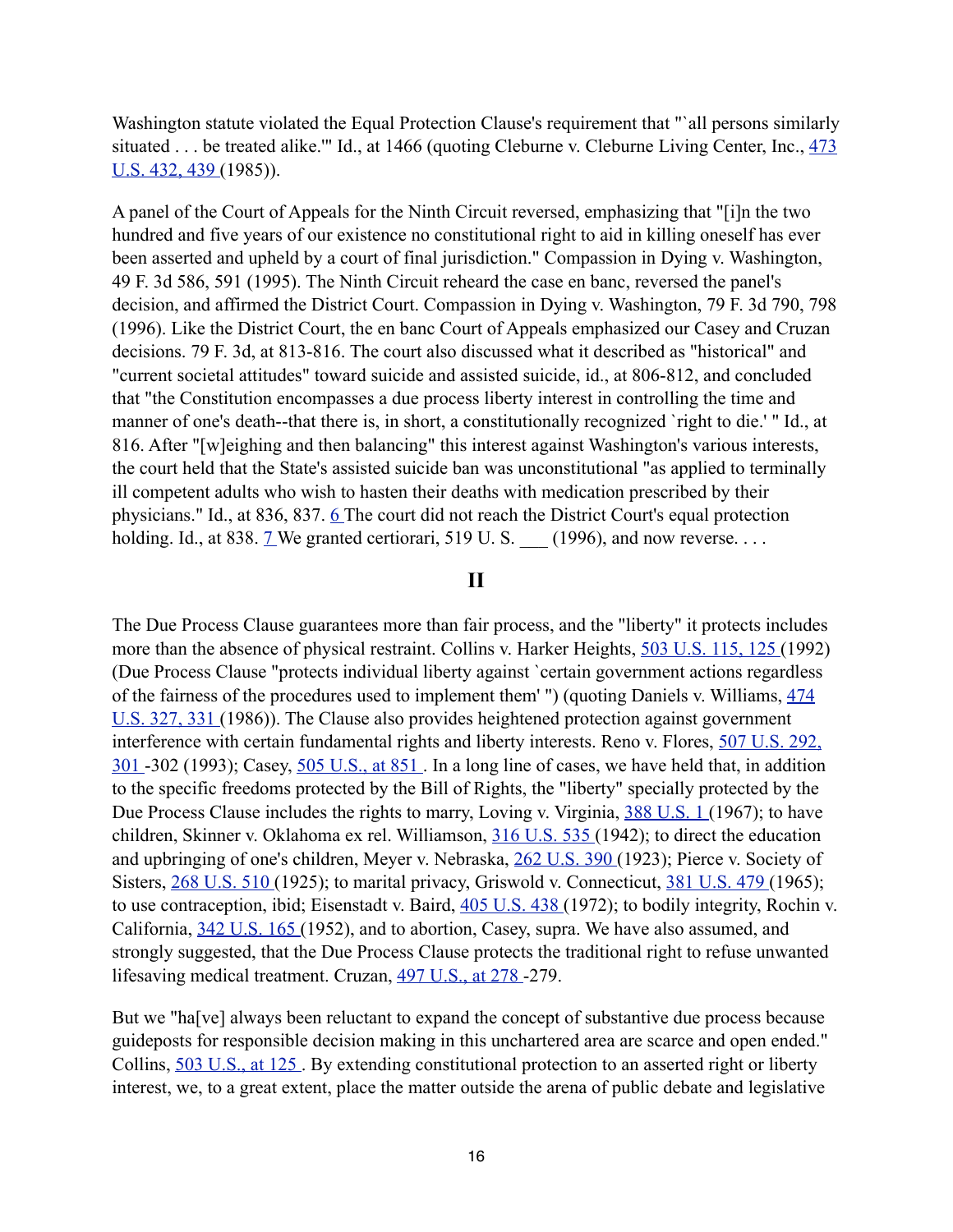Washington statute violated the Equal Protection Clause's requirement that "`all persons similarly situated . . . be treated alike.'" Id., at 1466 (quoting Cleburne v. Cleburne Living Center, Inc., 473 U.S. 432, 439 (1985)).

A panel of the Court of Appeals for the Ninth Circuit reversed, emphasizing that "[i]n the two hundred and five years of our existence no constitutional right to aid in killing oneself has ever been asserted and upheld by a court of final jurisdiction." Compassion in Dying v. Washington, 49 F. 3d 586, 591 (1995). The Ninth Circuit reheard the case en banc, reversed the panel's decision, and affirmed the District Court. Compassion in Dying v. Washington, 79 F. 3d 790, 798 (1996). Like the District Court, the en banc Court of Appeals emphasized our Casey and Cruzan decisions. 79 F. 3d, at 813-816. The court also discussed what it described as "historical" and "current societal attitudes" toward suicide and assisted suicide, id., at 806-812, and concluded that "the Constitution encompasses a due process liberty interest in controlling the time and manner of one's death--that there is, in short, a constitutionally recognized `right to die.' " Id., at 816. After "[w]eighing and then balancing" this interest against Washington's various interests, the court held that the State's assisted suicide ban was unconstitutional "as applied to terminally ill competent adults who wish to hasten their deaths with medication prescribed by their physicians." Id., at 836, 837. 6 The court did not reach the District Court's equal protection holding. Id., at 838. 7 We granted certiorari, 519 U. S. ___ (1996), and now reverse. . . .

## II

The Due Process Clause guarantees more than fair process, and the "liberty" it protects includes more than the absence of physical restraint. Collins v. Harker Heights, 503 U.S. 115, 125 (1992) (Due Process Clause "protects individual liberty against `certain government actions regardless of the fairness of the procedures used to implement them' ") (quoting Daniels v. Williams, 474 U.S. 327, 331 (1986)). The Clause also provides heightened protection against government interference with certain fundamental rights and liberty interests. Reno v. Flores, 507 U.S. 292, 301 -302 (1993); Casey, 505 U.S., at 851 . In a long line of cases, we have held that, in addition to the specific freedoms protected by the Bill of Rights, the "liberty" specially protected by the Due Process Clause includes the rights to marry, Loving v. Virginia, 388 U.S. 1 (1967); to have children, Skinner v. Oklahoma ex rel. Williamson, 316 U.S. 535 (1942); to direct the education and upbringing of one's children, Meyer v. Nebraska, 262 U.S. 390 (1923); Pierce v. Society of Sisters, 268 U.S. 510 (1925); to marital privacy, Griswold v. Connecticut, 381 U.S. 479 (1965); to use contraception, ibid; Eisenstadt v. Baird, 405 U.S. 438 (1972); to bodily integrity, Rochin v. California, 342 U.S. 165 (1952), and to abortion, Casey, supra. We have also assumed, and strongly suggested, that the Due Process Clause protects the traditional right to refuse unwanted lifesaving medical treatment. Cruzan, 497 U.S., at 278 -279.

But we "ha[ve] always been reluctant to expand the concept of substantive due process because guideposts for responsible decision making in this unchartered area are scarce and open ended." Collins, 503 U.S., at 125 . By extending constitutional protection to an asserted right or liberty interest, we, to a great extent, place the matter outside the arena of public debate and legislative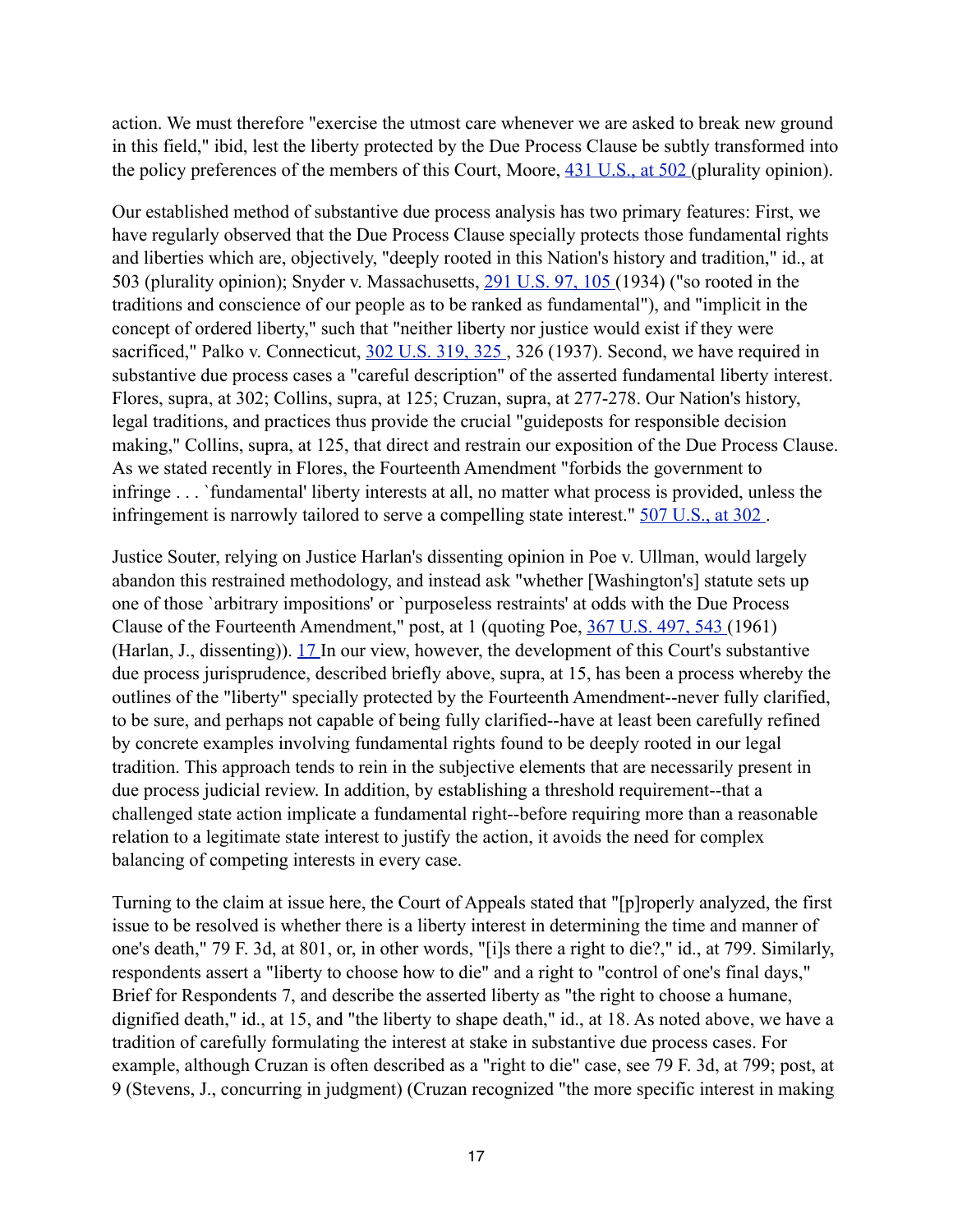action. We must therefore "exercise the utmost care whenever we are asked to break new ground in this field," ibid, lest the liberty protected by the Due Process Clause be subtly transformed into the policy preferences of the members of this Court, Moore, 431 U.S., at 502 (plurality opinion).

Our established method of substantive due process analysis has two primary features: First, we have regularly observed that the Due Process Clause specially protects those fundamental rights and liberties which are, objectively, "deeply rooted in this Nation's history and tradition," id., at 503 (plurality opinion); Snyder v. Massachusetts, 291 U.S. 97, 105 (1934) ("so rooted in the traditions and conscience of our people as to be ranked as fundamental"), and "implicit in the concept of ordered liberty," such that "neither liberty nor justice would exist if they were sacrificed," Palko v. Connecticut, 302 U.S. 319, 325 , 326 (1937). Second, we have required in substantive due process cases a "careful description" of the asserted fundamental liberty interest. Flores, supra, at 302; Collins, supra, at 125; Cruzan, supra, at 277-278. Our Nation's history, legal traditions, and practices thus provide the crucial "guideposts for responsible decision making," Collins, supra, at 125, that direct and restrain our exposition of the Due Process Clause. As we stated recently in Flores, the Fourteenth Amendment "forbids the government to infringe . . . `fundamental' liberty interests at all, no matter what process is provided, unless the infringement is narrowly tailored to serve a compelling state interest." 507 U.S., at 302 .

Justice Souter, relying on Justice Harlan's dissenting opinion in Poe v. Ullman, would largely abandon this restrained methodology, and instead ask "whether [Washington's] statute sets up one of those `arbitrary impositions' or `purposeless restraints' at odds with the Due Process Clause of the Fourteenth Amendment," post, at 1 (quoting Poe, 367 U.S. 497, 543 (1961) (Harlan, J., dissenting)). 17 In our view, however, the development of this Court's substantive due process jurisprudence, described briefly above, supra, at 15, has been a process whereby the outlines of the "liberty" specially protected by the Fourteenth Amendment--never fully clarified, to be sure, and perhaps not capable of being fully clarified--have at least been carefully refined by concrete examples involving fundamental rights found to be deeply rooted in our legal tradition. This approach tends to rein in the subjective elements that are necessarily present in due process judicial review. In addition, by establishing a threshold requirement--that a challenged state action implicate a fundamental right--before requiring more than a reasonable relation to a legitimate state interest to justify the action, it avoids the need for complex balancing of competing interests in every case.

Turning to the claim at issue here, the Court of Appeals stated that "[p]roperly analyzed, the first issue to be resolved is whether there is a liberty interest in determining the time and manner of one's death," 79 F. 3d, at 801, or, in other words, "[i]s there a right to die?," id., at 799. Similarly, respondents assert a "liberty to choose how to die" and a right to "control of one's final days," Brief for Respondents 7, and describe the asserted liberty as "the right to choose a humane, dignified death," id., at 15, and "the liberty to shape death," id., at 18. As noted above, we have a tradition of carefully formulating the interest at stake in substantive due process cases. For example, although Cruzan is often described as a "right to die" case, see 79 F. 3d, at 799; post, at 9 (Stevens, J., concurring in judgment) (Cruzan recognized "the more specific interest in making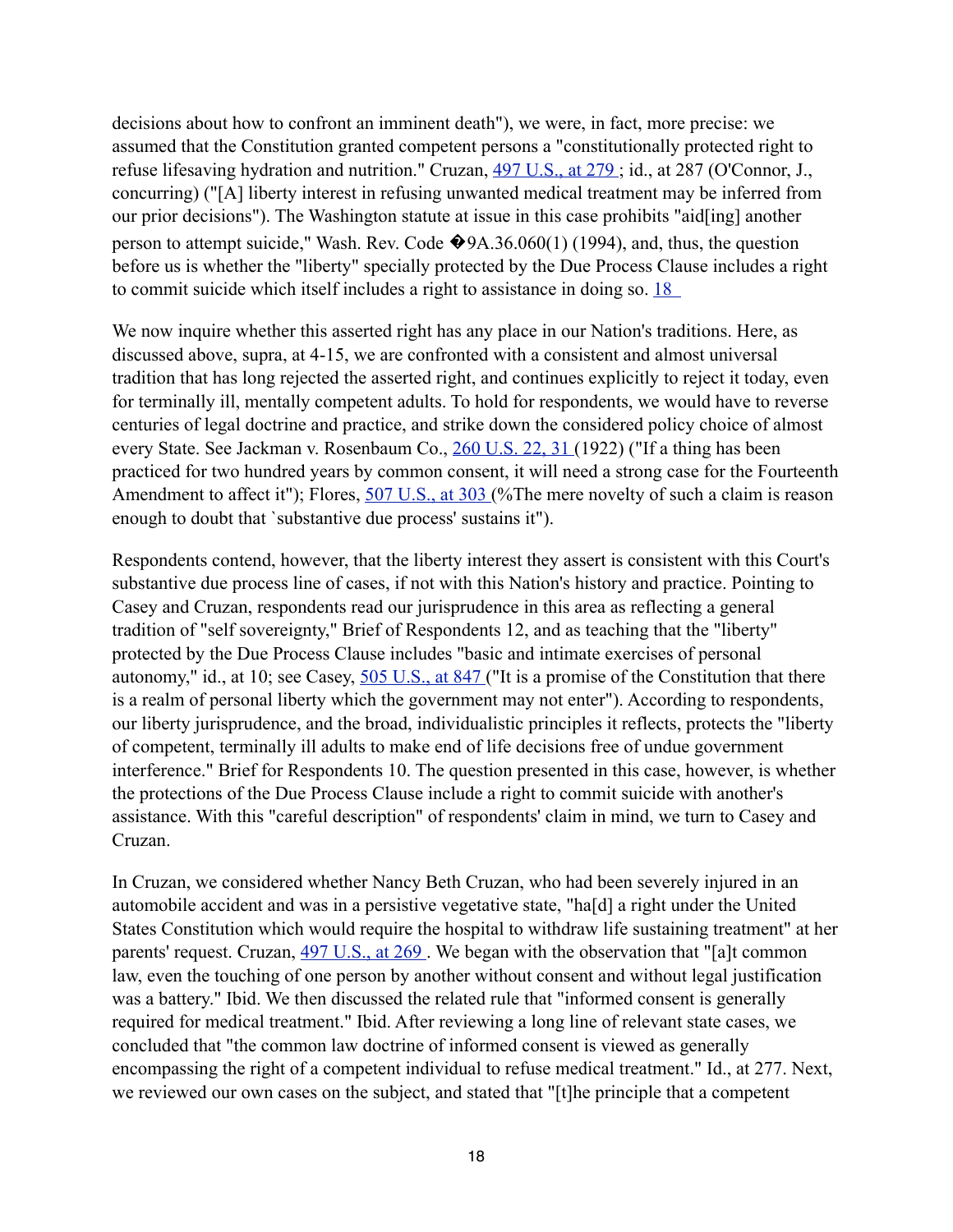decisions about how to confront an imminent death"), we were, in fact, more precise: we assumed that the Constitution granted competent persons a "constitutionally protected right to refuse lifesaving hydration and nutrition." Cruzan, 497 U.S., at 279 ; id., at 287 (O'Connor, J., concurring) ("[A] liberty interest in refusing unwanted medical treatment may be inferred from our prior decisions"). The Washington statute at issue in this case prohibits "aid[ing] another person to attempt suicide," Wash. Rev. Code �9A.36.060(1) (1994), and, thus, the question before us is whether the "liberty" specially protected by the Due Process Clause includes a right to commit suicide which itself includes a right to assistance in doing so. 18

We now inquire whether this asserted right has any place in our Nation's traditions. Here, as discussed above, supra, at 4-15, we are confronted with a consistent and almost universal tradition that has long rejected the asserted right, and continues explicitly to reject it today, even for terminally ill, mentally competent adults. To hold for respondents, we would have to reverse centuries of legal doctrine and practice, and strike down the considered policy choice of almost every State. See Jackman v. Rosenbaum Co., 260 U.S. 22, 31 (1922) ("If a thing has been practiced for two hundred years by common consent, it will need a strong case for the Fourteenth Amendment to affect it"); Flores, 507 U.S., at 303 (%The mere novelty of such a claim is reason enough to doubt that `substantive due process' sustains it").

Respondents contend, however, that the liberty interest they assert is consistent with this Court's substantive due process line of cases, if not with this Nation's history and practice. Pointing to Casey and Cruzan, respondents read our jurisprudence in this area as reflecting a general tradition of "self sovereignty," Brief of Respondents 12, and as teaching that the "liberty" protected by the Due Process Clause includes "basic and intimate exercises of personal autonomy," id., at 10; see Casey, 505 U.S., at 847 ("It is a promise of the Constitution that there is a realm of personal liberty which the government may not enter"). According to respondents, our liberty jurisprudence, and the broad, individualistic principles it reflects, protects the "liberty of competent, terminally ill adults to make end of life decisions free of undue government interference." Brief for Respondents 10. The question presented in this case, however, is whether the protections of the Due Process Clause include a right to commit suicide with another's assistance. With this "careful description" of respondents' claim in mind, we turn to Casey and Cruzan.

In Cruzan, we considered whether Nancy Beth Cruzan, who had been severely injured in an automobile accident and was in a persistive vegetative state, "ha[d] a right under the United States Constitution which would require the hospital to withdraw life sustaining treatment" at her parents' request. Cruzan, 497 U.S., at 269 . We began with the observation that "[a]t common law, even the touching of one person by another without consent and without legal justification was a battery." Ibid. We then discussed the related rule that "informed consent is generally required for medical treatment." Ibid. After reviewing a long line of relevant state cases, we concluded that "the common law doctrine of informed consent is viewed as generally encompassing the right of a competent individual to refuse medical treatment." Id., at 277. Next, we reviewed our own cases on the subject, and stated that "[t]he principle that a competent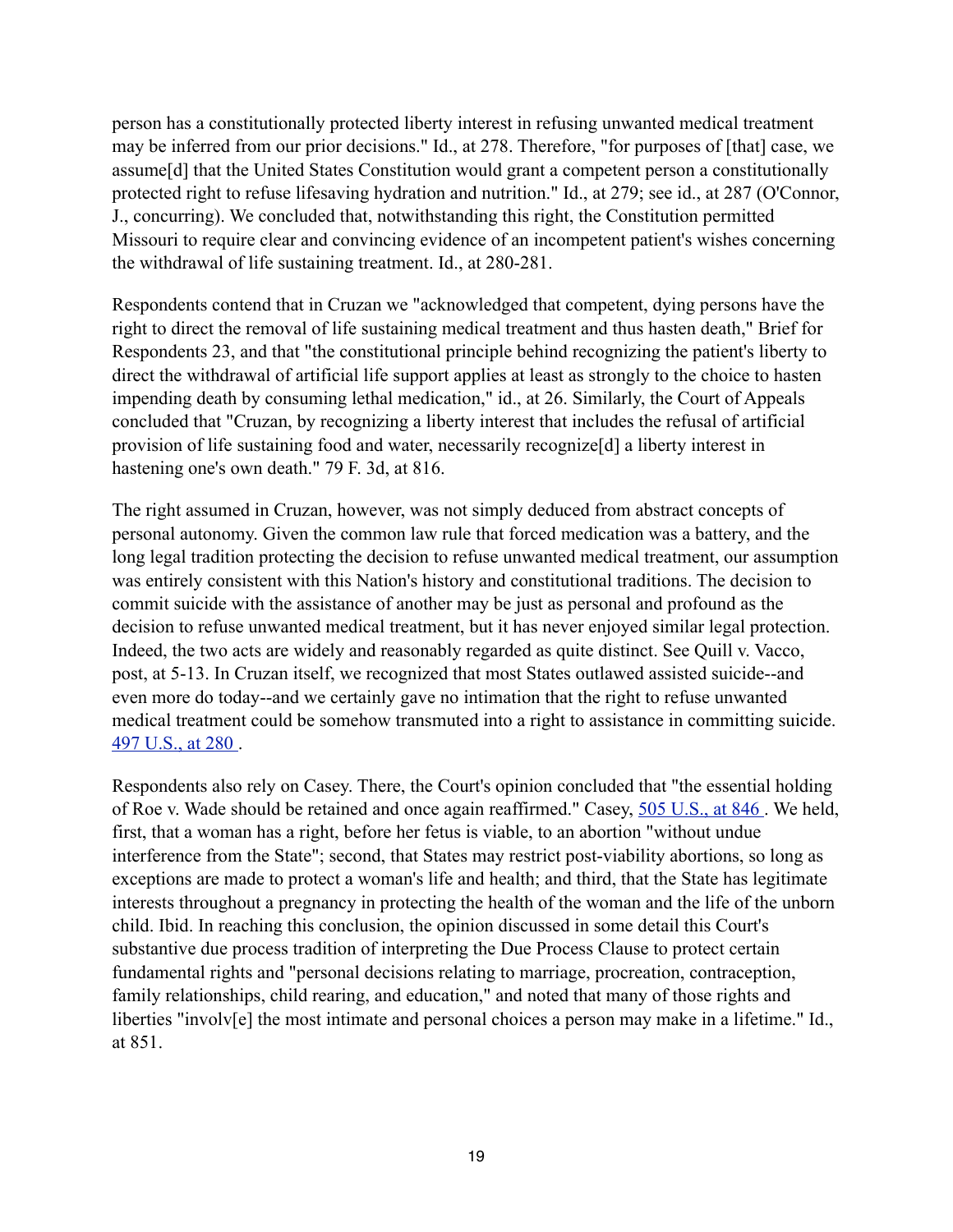person has a constitutionally protected liberty interest in refusing unwanted medical treatment may be inferred from our prior decisions." Id., at 278. Therefore, "for purposes of [that] case, we assume[d] that the United States Constitution would grant a competent person a constitutionally protected right to refuse lifesaving hydration and nutrition." Id., at 279; see id., at 287 (O'Connor, J., concurring). We concluded that, notwithstanding this right, the Constitution permitted Missouri to require clear and convincing evidence of an incompetent patient's wishes concerning the withdrawal of life sustaining treatment. Id., at 280-281.

Respondents contend that in Cruzan we "acknowledged that competent, dying persons have the right to direct the removal of life sustaining medical treatment and thus hasten death," Brief for Respondents 23, and that "the constitutional principle behind recognizing the patient's liberty to direct the withdrawal of artificial life support applies at least as strongly to the choice to hasten impending death by consuming lethal medication," id., at 26. Similarly, the Court of Appeals concluded that "Cruzan, by recognizing a liberty interest that includes the refusal of artificial provision of life sustaining food and water, necessarily recognize[d] a liberty interest in hastening one's own death." 79 F. 3d, at 816.

The right assumed in Cruzan, however, was not simply deduced from abstract concepts of personal autonomy. Given the common law rule that forced medication was a battery, and the long legal tradition protecting the decision to refuse unwanted medical treatment, our assumption was entirely consistent with this Nation's history and constitutional traditions. The decision to commit suicide with the assistance of another may be just as personal and profound as the decision to refuse unwanted medical treatment, but it has never enjoyed similar legal protection. Indeed, the two acts are widely and reasonably regarded as quite distinct. See Quill v. Vacco, post, at 5-13. In Cruzan itself, we recognized that most States outlawed assisted suicide--and even more do today--and we certainly gave no intimation that the right to refuse unwanted medical treatment could be somehow transmuted into a right to assistance in committing suicide. 497 U.S., at 280 .

Respondents also rely on Casey. There, the Court's opinion concluded that "the essential holding of Roe v. Wade should be retained and once again reaffirmed." Casey, 505 U.S., at 846 . We held, first, that a woman has a right, before her fetus is viable, to an abortion "without undue interference from the State"; second, that States may restrict post-viability abortions, so long as exceptions are made to protect a woman's life and health; and third, that the State has legitimate interests throughout a pregnancy in protecting the health of the woman and the life of the unborn child. Ibid. In reaching this conclusion, the opinion discussed in some detail this Court's substantive due process tradition of interpreting the Due Process Clause to protect certain fundamental rights and "personal decisions relating to marriage, procreation, contraception, family relationships, child rearing, and education," and noted that many of those rights and liberties "involv[e] the most intimate and personal choices a person may make in a lifetime." Id., at 851.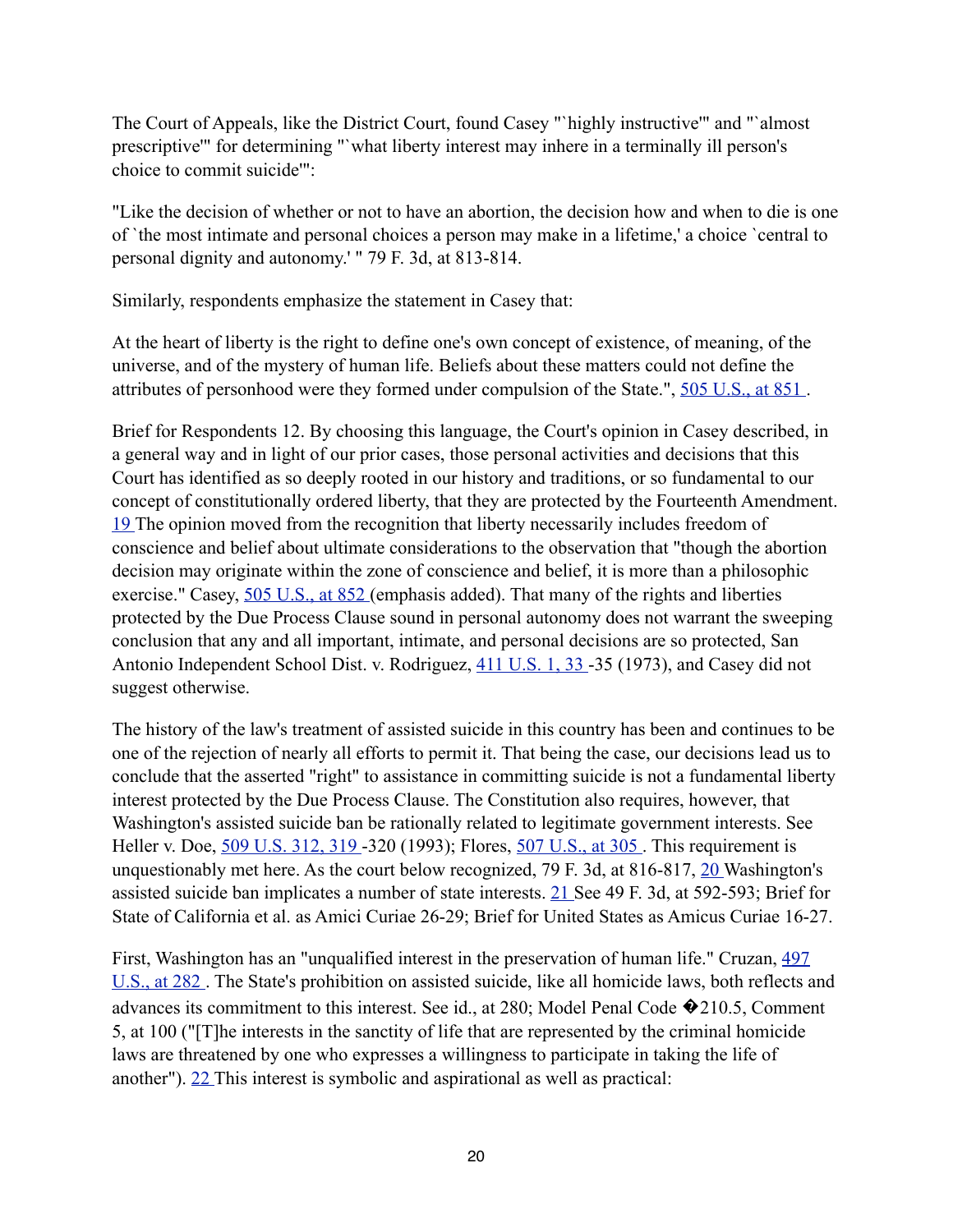The Court of Appeals, like the District Court, found Casey "`highly instructive'" and "`almost prescriptive'" for determining "`what liberty interest may inhere in a terminally ill person's choice to commit suicide'":

"Like the decision of whether or not to have an abortion, the decision how and when to die is one of `the most intimate and personal choices a person may make in a lifetime,' a choice `central to personal dignity and autonomy.' " 79 F. 3d, at 813-814.

Similarly, respondents emphasize the statement in Casey that:

At the heart of liberty is the right to define one's own concept of existence, of meaning, of the universe, and of the mystery of human life. Beliefs about these matters could not define the attributes of personhood were they formed under compulsion of the State.", 505 U.S., at 851 .

Brief for Respondents 12. By choosing this language, the Court's opinion in Casey described, in a general way and in light of our prior cases, those personal activities and decisions that this Court has identified as so deeply rooted in our history and traditions, or so fundamental to our concept of constitutionally ordered liberty, that they are protected by the Fourteenth Amendment. 19 The opinion moved from the recognition that liberty necessarily includes freedom of conscience and belief about ultimate considerations to the observation that "though the abortion decision may originate within the zone of conscience and belief, it is more than a philosophic exercise." Casey, 505 U.S., at 852 (emphasis added). That many of the rights and liberties protected by the Due Process Clause sound in personal autonomy does not warrant the sweeping conclusion that any and all important, intimate, and personal decisions are so protected, San Antonio Independent School Dist. v. Rodriguez, 411 U.S. 1, 33 -35 (1973), and Casey did not suggest otherwise.

The history of the law's treatment of assisted suicide in this country has been and continues to be one of the rejection of nearly all efforts to permit it. That being the case, our decisions lead us to conclude that the asserted "right" to assistance in committing suicide is not a fundamental liberty interest protected by the Due Process Clause. The Constitution also requires, however, that Washington's assisted suicide ban be rationally related to legitimate government interests. See Heller v. Doe, 509 U.S. 312, 319 -320 (1993); Flores, 507 U.S., at 305 . This requirement is unquestionably met here. As the court below recognized, 79 F. 3d, at 816-817, 20 Washington's assisted suicide ban implicates a number of state interests. 21 See 49 F. 3d, at 592-593; Brief for State of California et al. as Amici Curiae 26-29; Brief for United States as Amicus Curiae 16-27.

First, Washington has an "unqualified interest in the preservation of human life." Cruzan, 497 U.S., at 282 . The State's prohibition on assisted suicide, like all homicide laws, both reflects and advances its commitment to this interest. See id., at 280; Model Penal Code �210.5, Comment 5, at 100 ("[T]he interests in the sanctity of life that are represented by the criminal homicide laws are threatened by one who expresses a willingness to participate in taking the life of another"). 22 This interest is symbolic and aspirational as well as practical: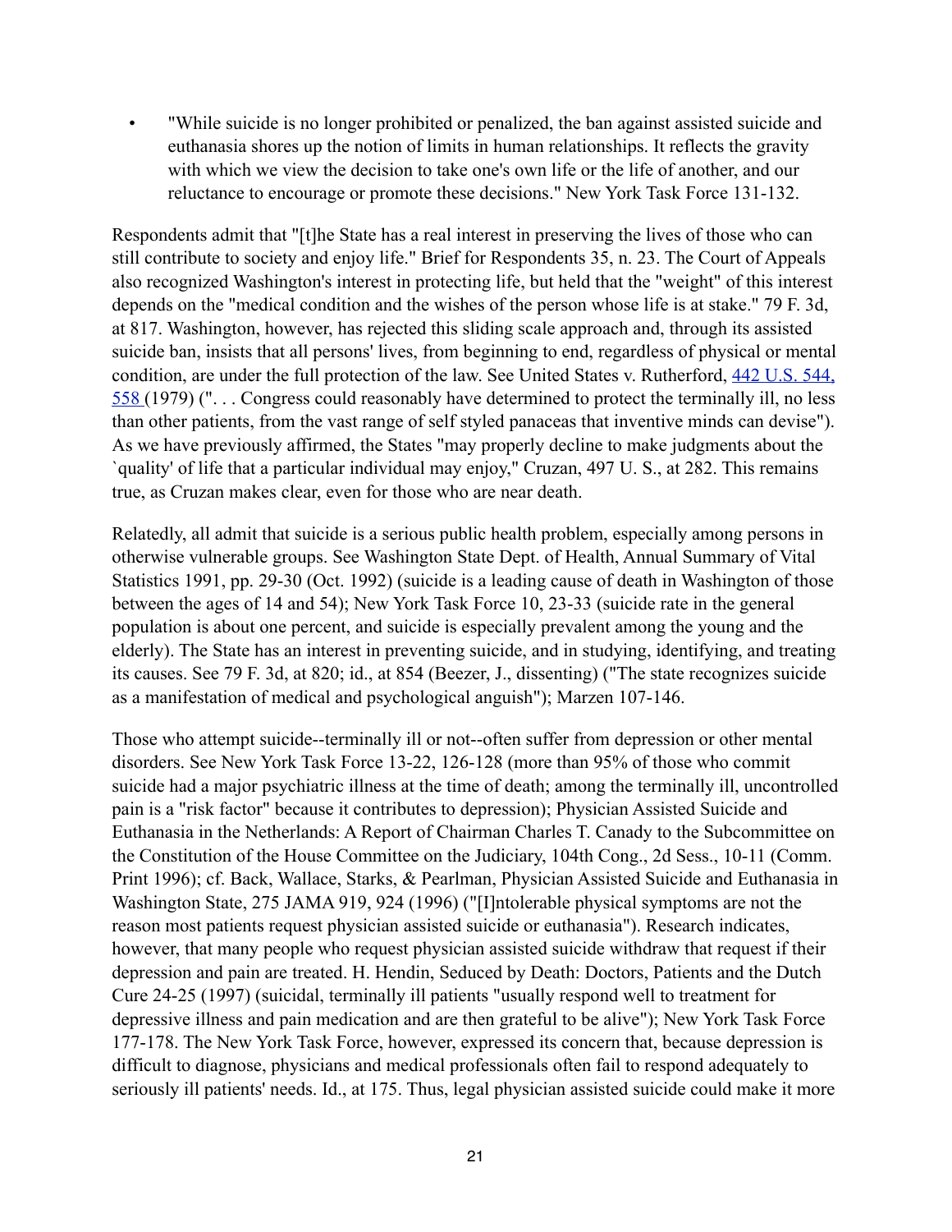- "While suicide is no longer prohibited or penalized, the ban against assisted suicide and euthanasia shores up the notion of limits in human relationships. It reflects the gravity with which we view the decision to take one's own life or the life of another, and our reluctance to encourage or promote these decisions." New York Task Force 131-132.

Respondents admit that "[t]he State has a real interest in preserving the lives of those who can still contribute to society and enjoy life." Brief for Respondents 35, n. 23. The Court of Appeals also recognized Washington's interest in protecting life, but held that the "weight" of this interest depends on the "medical condition and the wishes of the person whose life is at stake." 79 F. 3d, at 817. Washington, however, has rejected this sliding scale approach and, through its assisted suicide ban, insists that all persons' lives, from beginning to end, regardless of physical or mental condition, are under the full protection of the law. See United States v. Rutherford, [442 U.S. 544, 558](442 U.S. 544, 558) (1979) (". . . Congress could reasonably have determined to protect the terminally ill, no less than other patients, from the vast range of self styled panaceas that inventive minds can devise"). As we have previously affirmed, the States "may properly decline to make judgments about the `quality' of life that a particular individual may enjoy," Cruzan, 497 U. S., at 282. This remains true, as Cruzan makes clear, even for those who are near death.

Relatedly, all admit that suicide is a serious public health problem, especially among persons in otherwise vulnerable groups. See Washington State Dept. of Health, Annual Summary of Vital Statistics 1991, pp. 29-30 (Oct. 1992) (suicide is a leading cause of death in Washington of those between the ages of 14 and 54); New York Task Force 10, 23-33 (suicide rate in the general population is about one percent, and suicide is especially prevalent among the young and the elderly). The State has an interest in preventing suicide, and in studying, identifying, and treating its causes. See 79 F. 3d, at 820; id., at 854 (Beezer, J., dissenting) ("The state recognizes suicide as a manifestation of medical and psychological anguish"); Marzen 107-146.

Those who attempt suicide--terminally ill or not--often suffer from depression or other mental disorders. See New York Task Force 13-22, 126-128 (more than 95% of those who commit suicide had a major psychiatric illness at the time of death; among the terminally ill, uncontrolled pain is a "risk factor" because it contributes to depression); Physician Assisted Suicide and Euthanasia in the Netherlands: A Report of Chairman Charles T. Canady to the Subcommittee on the Constitution of the House Committee on the Judiciary, 104th Cong., 2d Sess., 10-11 (Comm. Print 1996); cf. Back, Wallace, Starks, & Pearlman, Physician Assisted Suicide and Euthanasia in Washington State, 275 JAMA 919, 924 (1996) ("[I]ntolerable physical symptoms are not the reason most patients request physician assisted suicide or euthanasia"). Research indicates, however, that many people who request physician assisted suicide withdraw that request if their depression and pain are treated. H. Hendin, Seduced by Death: Doctors, Patients and the Dutch Cure 24-25 (1997) (suicidal, terminally ill patients "usually respond well to treatment for depressive illness and pain medication and are then grateful to be alive"); New York Task Force 177-178. The New York Task Force, however, expressed its concern that, because depression is difficult to diagnose, physicians and medical professionals often fail to respond adequately to seriously ill patients' needs. Id., at 175. Thus, legal physician assisted suicide could make it more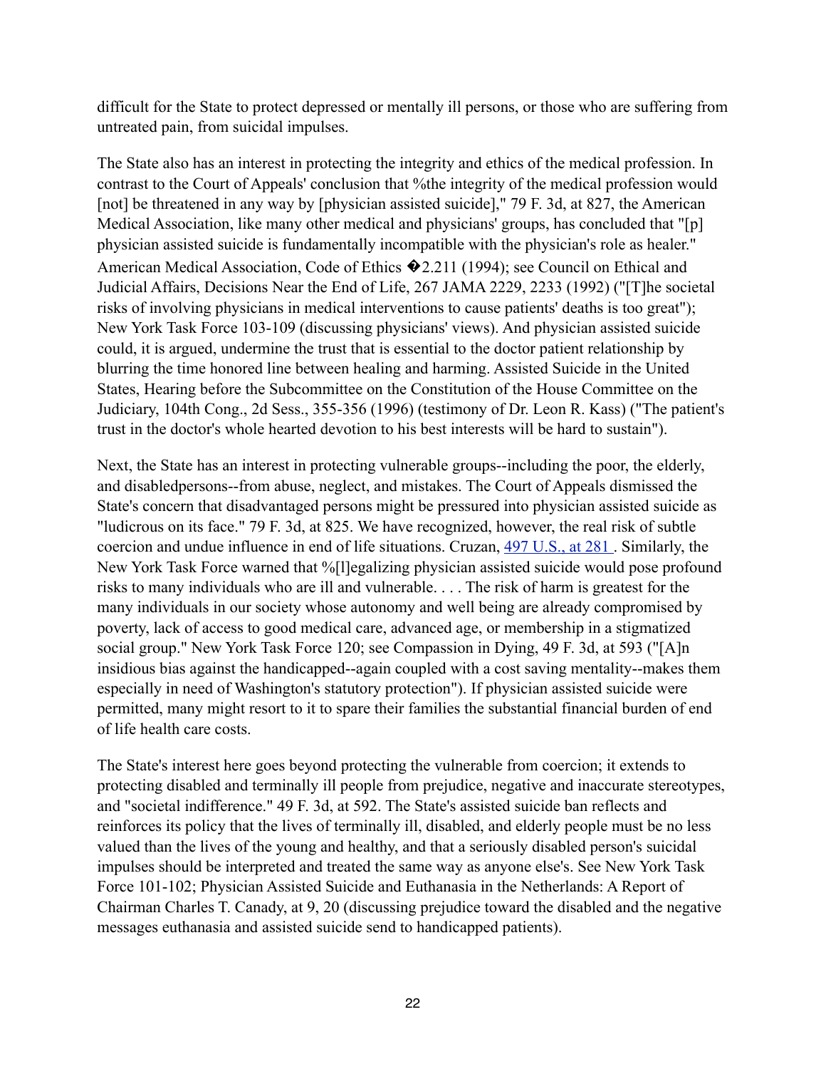difficult for the State to protect depressed or mentally ill persons, or those who are suffering from untreated pain, from suicidal impulses.

The State also has an interest in protecting the integrity and ethics of the medical profession. In contrast to the Court of Appeals' conclusion that %the integrity of the medical profession would [not] be threatened in any way by [physician assisted suicide]," 79 F. 3d, at 827, the American Medical Association, like many other medical and physicians' groups, has concluded that "[p] physician assisted suicide is fundamentally incompatible with the physician's role as healer." American Medical Association, Code of Ethics �2.211 (1994); see Council on Ethical and Judicial Affairs, Decisions Near the End of Life, 267 JAMA 2229, 2233 (1992) ("[T]he societal risks of involving physicians in medical interventions to cause patients' deaths is too great"); New York Task Force 103-109 (discussing physicians' views). And physician assisted suicide could, it is argued, undermine the trust that is essential to the doctor patient relationship by blurring the time honored line between healing and harming. Assisted Suicide in the United States, Hearing before the Subcommittee on the Constitution of the House Committee on the Judiciary, 104th Cong., 2d Sess., 355-356 (1996) (testimony of Dr. Leon R. Kass) ("The patient's trust in the doctor's whole hearted devotion to his best interests will be hard to sustain").

Next, the State has an interest in protecting vulnerable groups--including the poor, the elderly, and disabledpersons--from abuse, neglect, and mistakes. The Court of Appeals dismissed the State's concern that disadvantaged persons might be pressured into physician assisted suicide as "ludicrous on its face." 79 F. 3d, at 825. We have recognized, however, the real risk of subtle coercion and undue influence in end of life situations. Cruzan, [497 U.S., at 281](). Similarly, the New York Task Force warned that %[l]egalizing physician assisted suicide would pose profound risks to many individuals who are ill and vulnerable. . . . The risk of harm is greatest for the many individuals in our society whose autonomy and well being are already compromised by poverty, lack of access to good medical care, advanced age, or membership in a stigmatized social group." New York Task Force 120; see Compassion in Dying, 49 F. 3d, at 593 ("[A]n insidious bias against the handicapped--again coupled with a cost saving mentality--makes them especially in need of Washington's statutory protection"). If physician assisted suicide were permitted, many might resort to it to spare their families the substantial financial burden of end of life health care costs.

The State's interest here goes beyond protecting the vulnerable from coercion; it extends to protecting disabled and terminally ill people from prejudice, negative and inaccurate stereotypes, and "societal indifference." 49 F. 3d, at 592. The State's assisted suicide ban reflects and reinforces its policy that the lives of terminally ill, disabled, and elderly people must be no less valued than the lives of the young and healthy, and that a seriously disabled person's suicidal impulses should be interpreted and treated the same way as anyone else's. See New York Task Force 101-102; Physician Assisted Suicide and Euthanasia in the Netherlands: A Report of Chairman Charles T. Canady, at 9, 20 (discussing prejudice toward the disabled and the negative messages euthanasia and assisted suicide send to handicapped patients).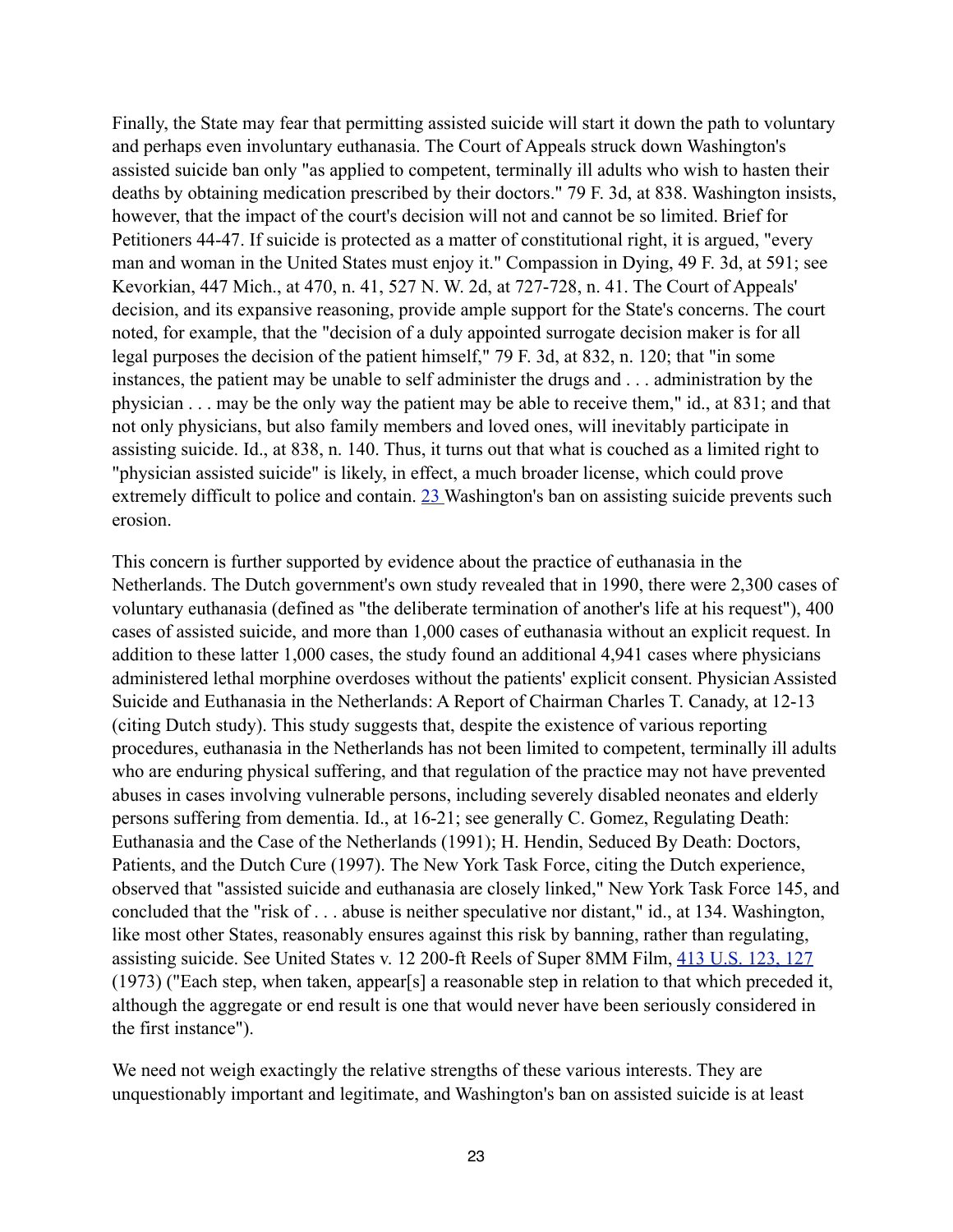Finally, the State may fear that permitting assisted suicide will start it down the path to voluntary and perhaps even involuntary euthanasia. The Court of Appeals struck down Washington's assisted suicide ban only "as applied to competent, terminally ill adults who wish to hasten their deaths by obtaining medication prescribed by their doctors." 79 F. 3d, at 838. Washington insists, however, that the impact of the court's decision will not and cannot be so limited. Brief for Petitioners 44-47. If suicide is protected as a matter of constitutional right, it is argued, "every man and woman in the United States must enjoy it." Compassion in Dying, 49 F. 3d, at 591; see Kevorkian, 447 Mich., at 470, n. 41, 527 N. W. 2d, at 727-728, n. 41. The Court of Appeals' decision, and its expansive reasoning, provide ample support for the State's concerns. The court noted, for example, that the "decision of a duly appointed surrogate decision maker is for all legal purposes the decision of the patient himself," 79 F. 3d, at 832, n. 120; that "in some instances, the patient may be unable to self administer the drugs and . . . administration by the physician . . . may be the only way the patient may be able to receive them," id., at 831; and that not only physicians, but also family members and loved ones, will inevitably participate in assisting suicide. Id., at 838, n. 140. Thus, it turns out that what is couched as a limited right to "physician assisted suicide" is likely, in effect, a much broader license, which could prove extremely difficult to police and contain. [23] Washington's ban on assisting suicide prevents such erosion.

This concern is further supported by evidence about the practice of euthanasia in the Netherlands. The Dutch government's own study revealed that in 1990, there were 2,300 cases of voluntary euthanasia (defined as "the deliberate termination of another's life at his request"), 400 cases of assisted suicide, and more than 1,000 cases of euthanasia without an explicit request. In addition to these latter 1,000 cases, the study found an additional 4,941 cases where physicians administered lethal morphine overdoses without the patients' explicit consent. Physician Assisted Suicide and Euthanasia in the Netherlands: A Report of Chairman Charles T. Canady, at 12-13 (citing Dutch study). This study suggests that, despite the existence of various reporting procedures, euthanasia in the Netherlands has not been limited to competent, terminally ill adults who are enduring physical suffering, and that regulation of the practice may not have prevented abuses in cases involving vulnerable persons, including severely disabled neonates and elderly persons suffering from dementia. Id., at 16-21; see generally C. Gomez, Regulating Death: Euthanasia and the Case of the Netherlands (1991); H. Hendin, Seduced By Death: Doctors, Patients, and the Dutch Cure (1997). The New York Task Force, citing the Dutch experience, observed that "assisted suicide and euthanasia are closely linked," New York Task Force 145, and concluded that the "risk of . . . abuse is neither speculative nor distant," id., at 134. Washington, like most other States, reasonably ensures against this risk by banning, rather than regulating, assisting suicide. See United States v. 12 200-ft Reels of Super 8MM Film, 413 U.S. 123, 127 (1973) ("Each step, when taken, appear[s] a reasonable step in relation to that which preceded it, although the aggregate or end result is one that would never have been seriously considered in the first instance").

We need not weigh exactingly the relative strengths of these various interests. They are unquestionably important and legitimate, and Washington's ban on assisted suicide is at least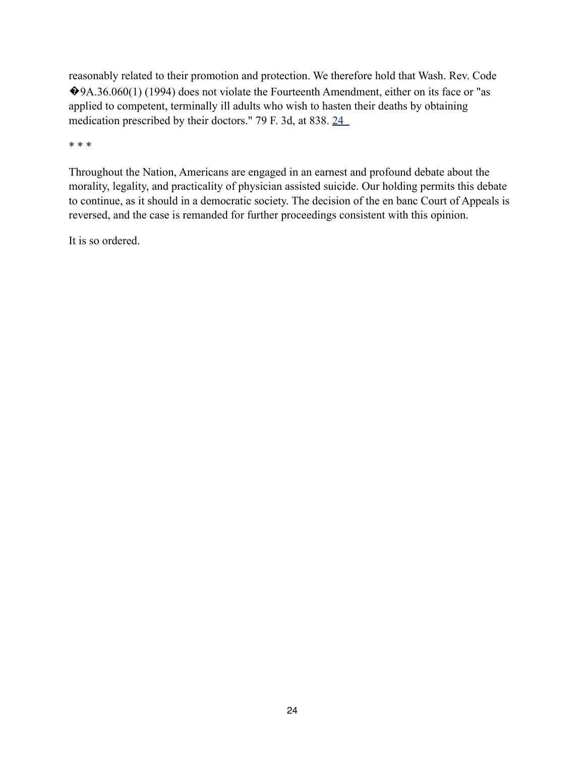reasonably related to their promotion and protection. We therefore hold that Wash. Rev. Code �9A.36.060(1) (1994) does not violate the Fourteenth Amendment, either on its face or "as applied to competent, terminally ill adults who wish to hasten their deaths by obtaining medication prescribed by their doctors." 79 F. 3d, at 838. [24]

* * *

Throughout the Nation, Americans are engaged in an earnest and profound debate about the morality, legality, and practicality of physician assisted suicide. Our holding permits this debate to continue, as it should in a democratic society. The decision of the en banc Court of Appeals is reversed, and the case is remanded for further proceedings consistent with this opinion.

It is so ordered.